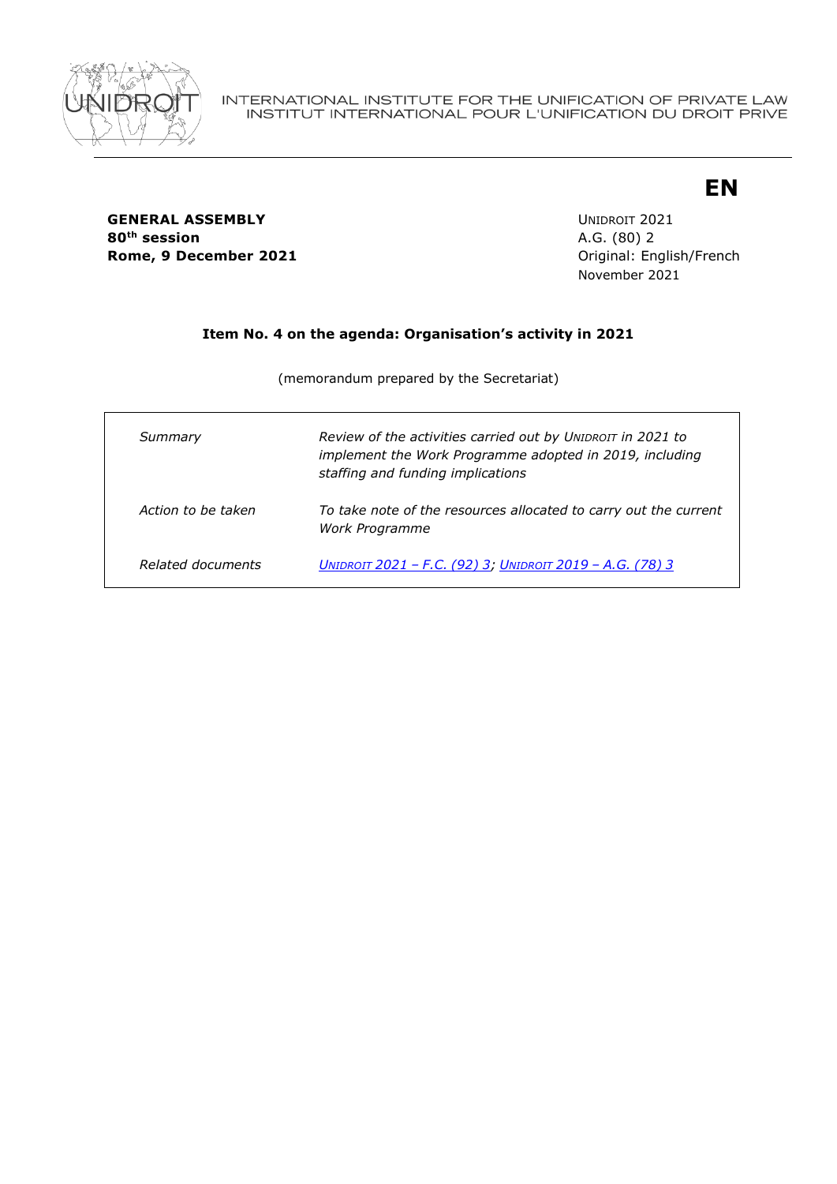INTERNATIONAL INSTITUTE FOR THE UNIFICATION OF PRIVATE LAW
INSTITUT INTERNATIONAL POUR L'UNIFICATION DU DROIT PRIVE

**EN**

**GENERAL ASSEMBLY**
**80th session**
**Rome, 9 December 2021**

UNIDROIT 2021
A.G. (80) 2
Original: English/French
November 2021

**Item No. 4 on the agenda: Organisation's activity in 2021**

(memorandum prepared by the Secretariat)

| | |
|---|---|
| *Summary* | *Review of the activities carried out by UNIDROIT in 2021 to implement the Work Programme adopted in 2019, including staffing and funding implications* |
| *Action to be taken* | *To take note of the resources allocated to carry out the current Work Programme* |
| *Related documents* | *UNIDROIT 2021 – F.C. (92) 3; UNIDROIT 2019 – A.G. (78) 3* |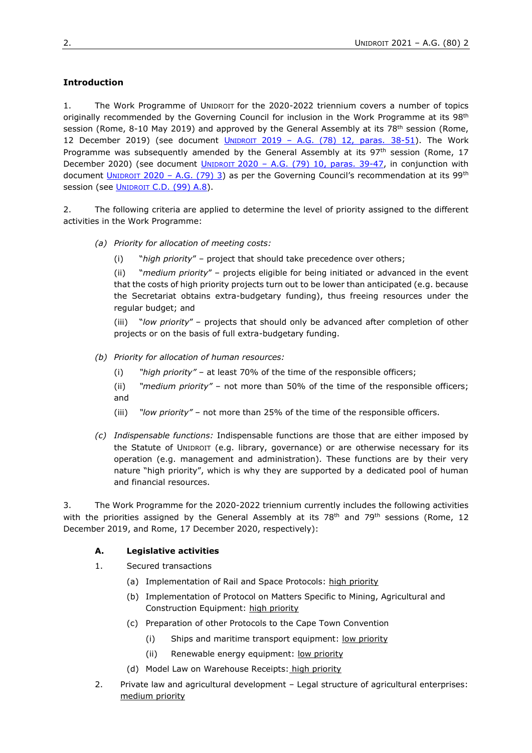**Introduction**

1. The Work Programme of UNIDROIT for the 2020-2022 triennium covers a number of topics originally recommended by the Governing Council for inclusion in the Work Programme at its 98th session (Rome, 8-10 May 2019) and approved by the General Assembly at its 78th session (Rome, 12 December 2019) (see document UNIDROIT 2019 – A.G. (78) 12, paras. 38-51). The Work Programme was subsequently amended by the General Assembly at its 97th session (Rome, 17 December 2020) (see document UNIDROIT 2020 – A.G. (79) 10, paras. 39-47, in conjunction with document UNIDROIT 2020 – A.G. (79) 3) as per the Governing Council's recommendation at its 99th session (see UNIDROIT C.D. (99) A.8).

2. The following criteria are applied to determine the level of priority assigned to the different activities in the Work Programme:

*(a) Priority for allocation of meeting costs:*

(i) "*high priority*" – project that should take precedence over others;

(ii) "*medium priority*" – projects eligible for being initiated or advanced in the event that the costs of high priority projects turn out to be lower than anticipated (e.g. because the Secretariat obtains extra-budgetary funding), thus freeing resources under the regular budget; and

(iii) "*low priority*" – projects that should only be advanced after completion of other projects or on the basis of full extra-budgetary funding.

*(b) Priority for allocation of human resources:*

(i) *"high priority"* – at least 70% of the time of the responsible officers;

(ii) *"medium priority"* – not more than 50% of the time of the responsible officers; and

(iii) *"low priority"* – not more than 25% of the time of the responsible officers.

*(c) Indispensable functions:* Indispensable functions are those that are either imposed by the Statute of UNIDROIT (e.g. library, governance) or are otherwise necessary for its operation (e.g. management and administration). These functions are by their very nature "high priority", which is why they are supported by a dedicated pool of human and financial resources.

3. The Work Programme for the 2020-2022 triennium currently includes the following activities with the priorities assigned by the General Assembly at its 78th and 79th sessions (Rome, 12 December 2019, and Rome, 17 December 2020, respectively):

**A. Legislative activities**

1. Secured transactions

   (a) Implementation of Rail and Space Protocols: high priority

   (b) Implementation of Protocol on Matters Specific to Mining, Agricultural and Construction Equipment: high priority

   (c) Preparation of other Protocols to the Cape Town Convention

   (i) Ships and maritime transport equipment: low priority

   (ii) Renewable energy equipment: low priority

   (d) Model Law on Warehouse Receipts: high priority

2. Private law and agricultural development – Legal structure of agricultural enterprises: medium priority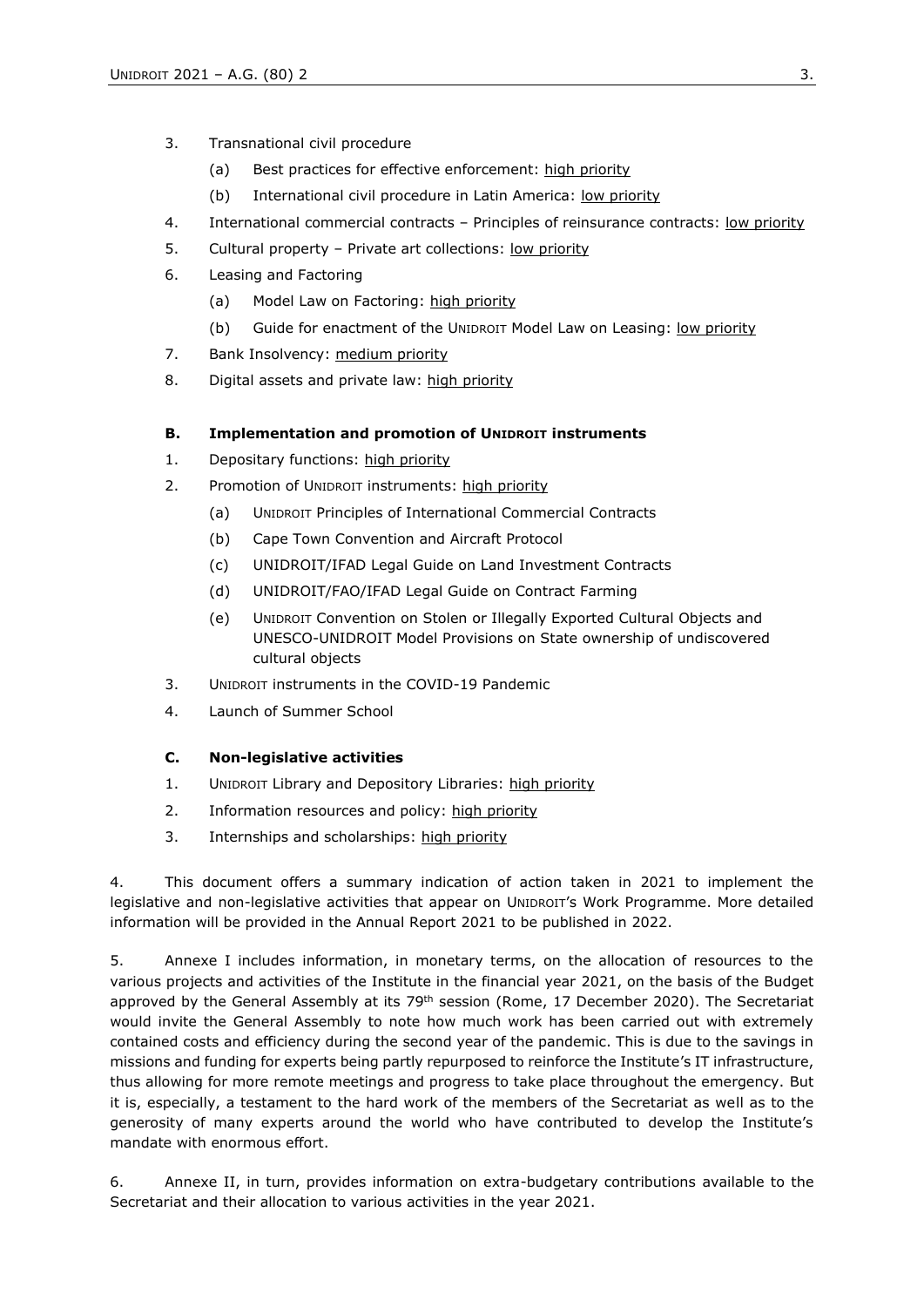3. Transnational civil procedure

   (a) Best practices for effective enforcement: high priority

   (b) International civil procedure in Latin America: low priority

4. International commercial contracts – Principles of reinsurance contracts: low priority

5. Cultural property – Private art collections: low priority

6. Leasing and Factoring

   (a) Model Law on Factoring: high priority

   (b) Guide for enactment of the UNIDROIT Model Law on Leasing: low priority

7. Bank Insolvency: medium priority

8. Digital assets and private law: high priority

**B. Implementation and promotion of UNIDROIT instruments**

1. Depositary functions: high priority

2. Promotion of UNIDROIT instruments: high priority

   (a) UNIDROIT Principles of International Commercial Contracts

   (b) Cape Town Convention and Aircraft Protocol

   (c) UNIDROIT/IFAD Legal Guide on Land Investment Contracts

   (d) UNIDROIT/FAO/IFAD Legal Guide on Contract Farming

   (e) UNIDROIT Convention on Stolen or Illegally Exported Cultural Objects and UNESCO-UNIDROIT Model Provisions on State ownership of undiscovered cultural objects

3. UNIDROIT instruments in the COVID-19 Pandemic

4. Launch of Summer School

**C. Non-legislative activities**

1. UNIDROIT Library and Depository Libraries: high priority

2. Information resources and policy: high priority

3. Internships and scholarships: high priority

4. This document offers a summary indication of action taken in 2021 to implement the legislative and non-legislative activities that appear on UNIDROIT's Work Programme. More detailed information will be provided in the Annual Report 2021 to be published in 2022.

5. Annexe I includes information, in monetary terms, on the allocation of resources to the various projects and activities of the Institute in the financial year 2021, on the basis of the Budget approved by the General Assembly at its 79th session (Rome, 17 December 2020). The Secretariat would invite the General Assembly to note how much work has been carried out with extremely contained costs and efficiency during the second year of the pandemic. This is due to the savings in missions and funding for experts being partly repurposed to reinforce the Institute's IT infrastructure, thus allowing for more remote meetings and progress to take place throughout the emergency. But it is, especially, a testament to the hard work of the members of the Secretariat as well as to the generosity of many experts around the world who have contributed to develop the Institute's mandate with enormous effort.

6. Annexe II, in turn, provides information on extra-budgetary contributions available to the Secretariat and their allocation to various activities in the year 2021.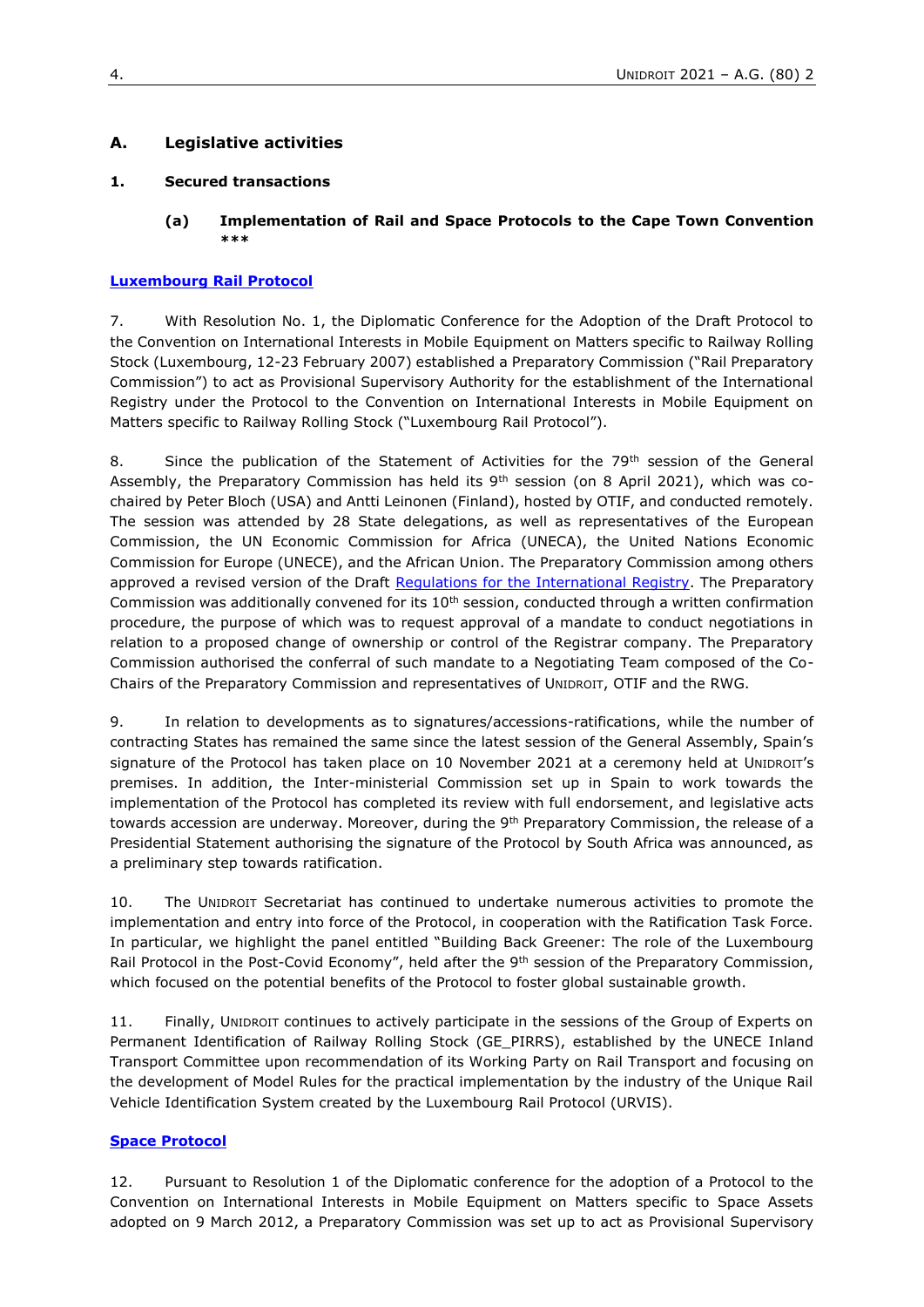## A. Legislative activities

### 1. Secured transactions

#### (a) Implementation of Rail and Space Protocols to the Cape Town Convention ***

**Luxembourg Rail Protocol**

7. With Resolution No. 1, the Diplomatic Conference for the Adoption of the Draft Protocol to the Convention on International Interests in Mobile Equipment on Matters specific to Railway Rolling Stock (Luxembourg, 12-23 February 2007) established a Preparatory Commission ("Rail Preparatory Commission") to act as Provisional Supervisory Authority for the establishment of the International Registry under the Protocol to the Convention on International Interests in Mobile Equipment on Matters specific to Railway Rolling Stock ("Luxembourg Rail Protocol").

8. Since the publication of the Statement of Activities for the 79th session of the General Assembly, the Preparatory Commission has held its 9th session (on 8 April 2021), which was co-chaired by Peter Bloch (USA) and Antti Leinonen (Finland), hosted by OTIF, and conducted remotely. The session was attended by 28 State delegations, as well as representatives of the European Commission, the UN Economic Commission for Africa (UNECA), the United Nations Economic Commission for Europe (UNECE), and the African Union. The Preparatory Commission among others approved a revised version of the Draft Regulations for the International Registry. The Preparatory Commission was additionally convened for its 10th session, conducted through a written confirmation procedure, the purpose of which was to request approval of a mandate to conduct negotiations in relation to a proposed change of ownership or control of the Registrar company. The Preparatory Commission authorised the conferral of such mandate to a Negotiating Team composed of the Co-Chairs of the Preparatory Commission and representatives of UNIDROIT, OTIF and the RWG.

9. In relation to developments as to signatures/accessions-ratifications, while the number of contracting States has remained the same since the latest session of the General Assembly, Spain's signature of the Protocol has taken place on 10 November 2021 at a ceremony held at UNIDROIT's premises. In addition, the Inter-ministerial Commission set up in Spain to work towards the implementation of the Protocol has completed its review with full endorsement, and legislative acts towards accession are underway. Moreover, during the 9th Preparatory Commission, the release of a Presidential Statement authorising the signature of the Protocol by South Africa was announced, as a preliminary step towards ratification.

10. The UNIDROIT Secretariat has continued to undertake numerous activities to promote the implementation and entry into force of the Protocol, in cooperation with the Ratification Task Force. In particular, we highlight the panel entitled "Building Back Greener: The role of the Luxembourg Rail Protocol in the Post-Covid Economy", held after the 9th session of the Preparatory Commission, which focused on the potential benefits of the Protocol to foster global sustainable growth.

11. Finally, UNIDROIT continues to actively participate in the sessions of the Group of Experts on Permanent Identification of Railway Rolling Stock (GE_PIRRS), established by the UNECE Inland Transport Committee upon recommendation of its Working Party on Rail Transport and focusing on the development of Model Rules for the practical implementation by the industry of the Unique Rail Vehicle Identification System created by the Luxembourg Rail Protocol (URVIS).

**Space Protocol**

12. Pursuant to Resolution 1 of the Diplomatic conference for the adoption of a Protocol to the Convention on International Interests in Mobile Equipment on Matters specific to Space Assets adopted on 9 March 2012, a Preparatory Commission was set up to act as Provisional Supervisory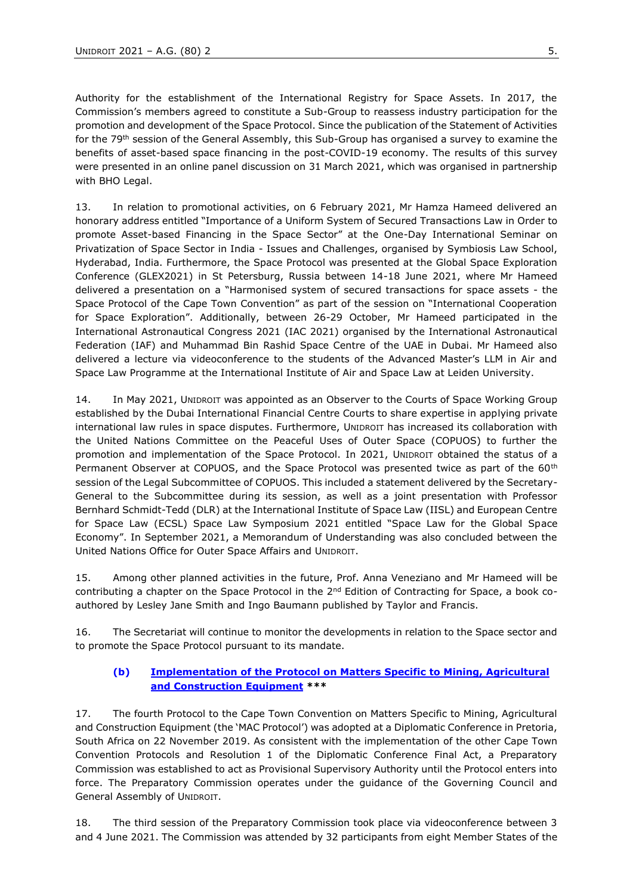Authority for the establishment of the International Registry for Space Assets. In 2017, the Commission's members agreed to constitute a Sub-Group to reassess industry participation for the promotion and development of the Space Protocol. Since the publication of the Statement of Activities for the 79th session of the General Assembly, this Sub-Group has organised a survey to examine the benefits of asset-based space financing in the post-COVID-19 economy. The results of this survey were presented in an online panel discussion on 31 March 2021, which was organised in partnership with BHO Legal.

13. In relation to promotional activities, on 6 February 2021, Mr Hamza Hameed delivered an honorary address entitled "Importance of a Uniform System of Secured Transactions Law in Order to promote Asset-based Financing in the Space Sector" at the One-Day International Seminar on Privatization of Space Sector in India - Issues and Challenges, organised by Symbiosis Law School, Hyderabad, India. Furthermore, the Space Protocol was presented at the Global Space Exploration Conference (GLEX2021) in St Petersburg, Russia between 14-18 June 2021, where Mr Hameed delivered a presentation on a "Harmonised system of secured transactions for space assets - the Space Protocol of the Cape Town Convention" as part of the session on "International Cooperation for Space Exploration". Additionally, between 26-29 October, Mr Hameed participated in the International Astronautical Congress 2021 (IAC 2021) organised by the International Astronautical Federation (IAF) and Muhammad Bin Rashid Space Centre of the UAE in Dubai. Mr Hameed also delivered a lecture via videoconference to the students of the Advanced Master's LLM in Air and Space Law Programme at the International Institute of Air and Space Law at Leiden University.

14. In May 2021, UNIDROIT was appointed as an Observer to the Courts of Space Working Group established by the Dubai International Financial Centre Courts to share expertise in applying private international law rules in space disputes. Furthermore, UNIDROIT has increased its collaboration with the United Nations Committee on the Peaceful Uses of Outer Space (COPUOS) to further the promotion and implementation of the Space Protocol. In 2021, UNIDROIT obtained the status of a Permanent Observer at COPUOS, and the Space Protocol was presented twice as part of the 60th session of the Legal Subcommittee of COPUOS. This included a statement delivered by the Secretary-General to the Subcommittee during its session, as well as a joint presentation with Professor Bernhard Schmidt-Tedd (DLR) at the International Institute of Space Law (IISL) and European Centre for Space Law (ECSL) Space Law Symposium 2021 entitled "Space Law for the Global Space Economy". In September 2021, a Memorandum of Understanding was also concluded between the United Nations Office for Outer Space Affairs and UNIDROIT.

15. Among other planned activities in the future, Prof. Anna Veneziano and Mr Hameed will be contributing a chapter on the Space Protocol in the 2nd Edition of Contracting for Space, a book co-authored by Lesley Jane Smith and Ingo Baumann published by Taylor and Francis.

16. The Secretariat will continue to monitor the developments in relation to the Space sector and to promote the Space Protocol pursuant to its mandate.

### (b) Implementation of the Protocol on Matters Specific to Mining, Agricultural and Construction Equipment ***

17. The fourth Protocol to the Cape Town Convention on Matters Specific to Mining, Agricultural and Construction Equipment (the 'MAC Protocol') was adopted at a Diplomatic Conference in Pretoria, South Africa on 22 November 2019. As consistent with the implementation of the other Cape Town Convention Protocols and Resolution 1 of the Diplomatic Conference Final Act, a Preparatory Commission was established to act as Provisional Supervisory Authority until the Protocol enters into force. The Preparatory Commission operates under the guidance of the Governing Council and General Assembly of UNIDROIT.

18. The third session of the Preparatory Commission took place via videoconference between 3 and 4 June 2021. The Commission was attended by 32 participants from eight Member States of the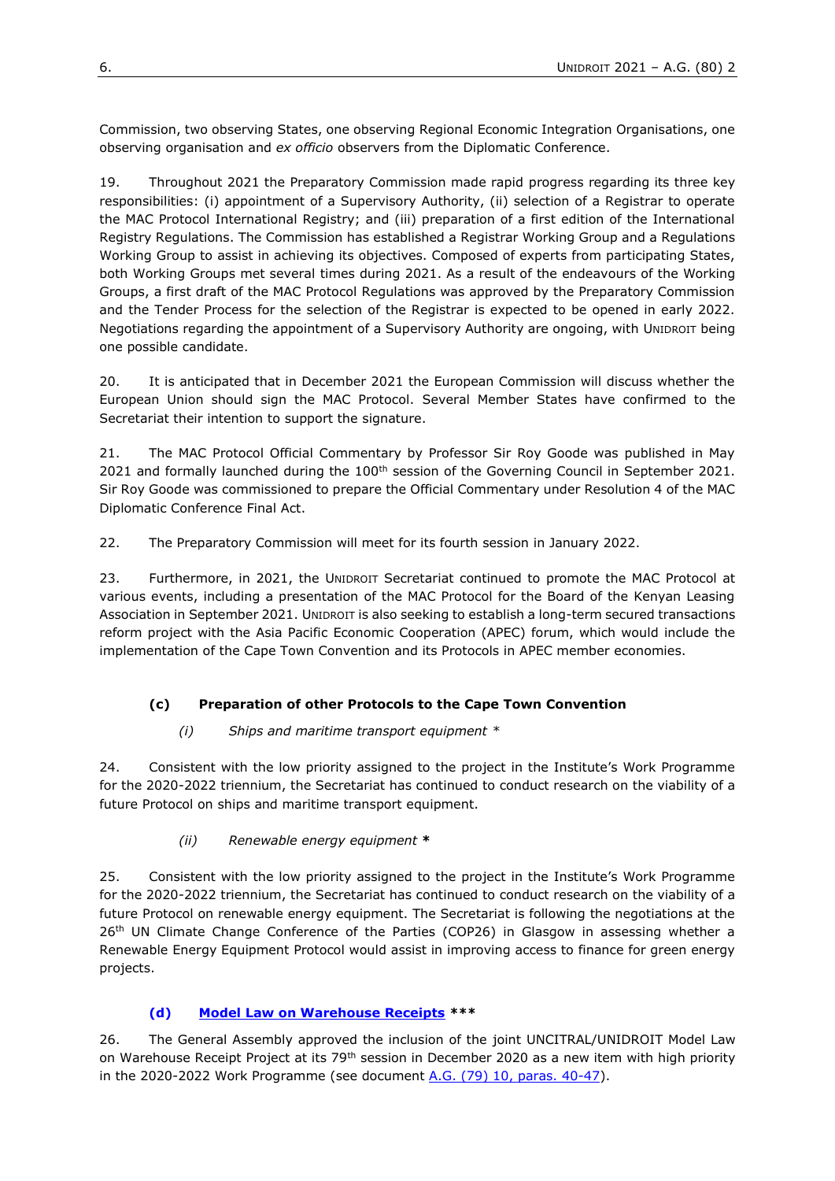Commission, two observing States, one observing Regional Economic Integration Organisations, one observing organisation and *ex officio* observers from the Diplomatic Conference.

19. Throughout 2021 the Preparatory Commission made rapid progress regarding its three key responsibilities: (i) appointment of a Supervisory Authority, (ii) selection of a Registrar to operate the MAC Protocol International Registry; and (iii) preparation of a first edition of the International Registry Regulations. The Commission has established a Registrar Working Group and a Regulations Working Group to assist in achieving its objectives. Composed of experts from participating States, both Working Groups met several times during 2021. As a result of the endeavours of the Working Groups, a first draft of the MAC Protocol Regulations was approved by the Preparatory Commission and the Tender Process for the selection of the Registrar is expected to be opened in early 2022. Negotiations regarding the appointment of a Supervisory Authority are ongoing, with UNIDROIT being one possible candidate.

20. It is anticipated that in December 2021 the European Commission will discuss whether the European Union should sign the MAC Protocol. Several Member States have confirmed to the Secretariat their intention to support the signature.

21. The MAC Protocol Official Commentary by Professor Sir Roy Goode was published in May 2021 and formally launched during the 100th session of the Governing Council in September 2021. Sir Roy Goode was commissioned to prepare the Official Commentary under Resolution 4 of the MAC Diplomatic Conference Final Act.

22. The Preparatory Commission will meet for its fourth session in January 2022.

23. Furthermore, in 2021, the UNIDROIT Secretariat continued to promote the MAC Protocol at various events, including a presentation of the MAC Protocol for the Board of the Kenyan Leasing Association in September 2021. UNIDROIT is also seeking to establish a long-term secured transactions reform project with the Asia Pacific Economic Cooperation (APEC) forum, which would include the implementation of the Cape Town Convention and its Protocols in APEC member economies.

### (c) Preparation of other Protocols to the Cape Town Convention

#### *(i) Ships and maritime transport equipment* *

24. Consistent with the low priority assigned to the project in the Institute's Work Programme for the 2020-2022 triennium, the Secretariat has continued to conduct research on the viability of a future Protocol on ships and maritime transport equipment.

#### *(ii) Renewable energy equipment* **\***

25. Consistent with the low priority assigned to the project in the Institute's Work Programme for the 2020-2022 triennium, the Secretariat has continued to conduct research on the viability of a future Protocol on renewable energy equipment. The Secretariat is following the negotiations at the 26th UN Climate Change Conference of the Parties (COP26) in Glasgow in assessing whether a Renewable Energy Equipment Protocol would assist in improving access to finance for green energy projects.

### (d) Model Law on Warehouse Receipts ***

26. The General Assembly approved the inclusion of the joint UNCITRAL/UNIDROIT Model Law on Warehouse Receipt Project at its 79th session in December 2020 as a new item with high priority in the 2020-2022 Work Programme (see document A.G. (79) 10, paras. 40-47).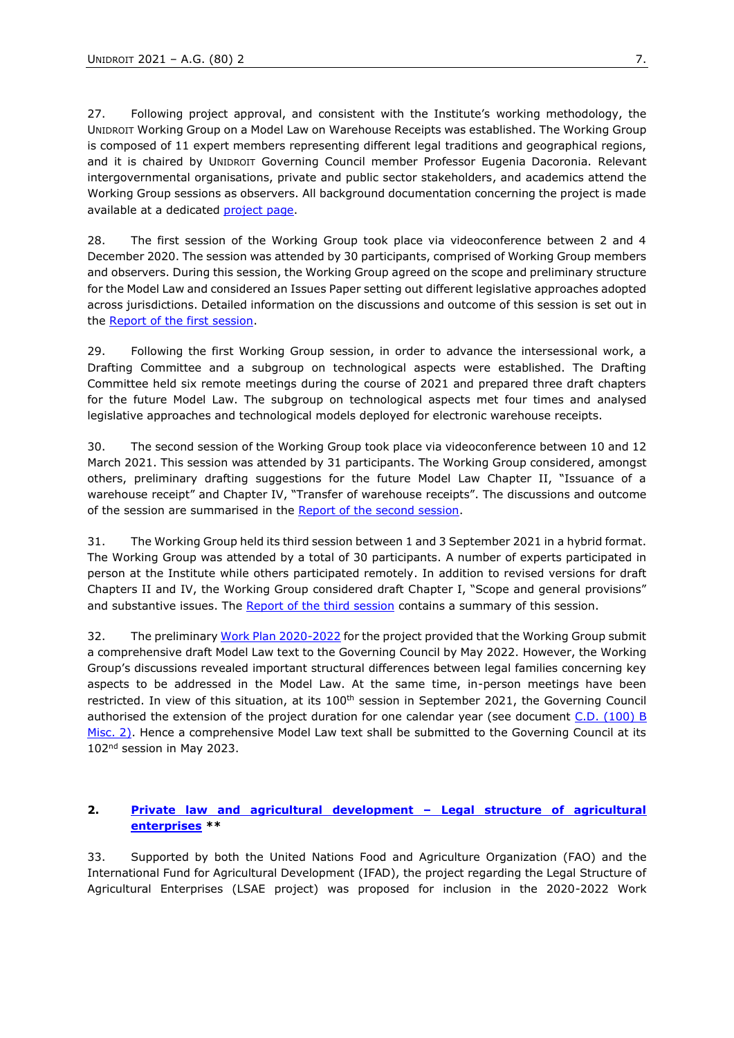27. Following project approval, and consistent with the Institute's working methodology, the UNIDROIT Working Group on a Model Law on Warehouse Receipts was established. The Working Group is composed of 11 expert members representing different legal traditions and geographical regions, and it is chaired by UNIDROIT Governing Council member Professor Eugenia Dacoronia. Relevant intergovernmental organisations, private and public sector stakeholders, and academics attend the Working Group sessions as observers. All background documentation concerning the project is made available at a dedicated project page.

28. The first session of the Working Group took place via videoconference between 2 and 4 December 2020. The session was attended by 30 participants, comprised of Working Group members and observers. During this session, the Working Group agreed on the scope and preliminary structure for the Model Law and considered an Issues Paper setting out different legislative approaches adopted across jurisdictions. Detailed information on the discussions and outcome of this session is set out in the Report of the first session.

29. Following the first Working Group session, in order to advance the intersessional work, a Drafting Committee and a subgroup on technological aspects were established. The Drafting Committee held six remote meetings during the course of 2021 and prepared three draft chapters for the future Model Law. The subgroup on technological aspects met four times and analysed legislative approaches and technological models deployed for electronic warehouse receipts.

30. The second session of the Working Group took place via videoconference between 10 and 12 March 2021. This session was attended by 31 participants. The Working Group considered, amongst others, preliminary drafting suggestions for the future Model Law Chapter II, "Issuance of a warehouse receipt" and Chapter IV, "Transfer of warehouse receipts". The discussions and outcome of the session are summarised in the Report of the second session.

31. The Working Group held its third session between 1 and 3 September 2021 in a hybrid format. The Working Group was attended by a total of 30 participants. A number of experts participated in person at the Institute while others participated remotely. In addition to revised versions for draft Chapters II and IV, the Working Group considered draft Chapter I, "Scope and general provisions" and substantive issues. The Report of the third session contains a summary of this session.

32. The preliminary Work Plan 2020-2022 for the project provided that the Working Group submit a comprehensive draft Model Law text to the Governing Council by May 2022. However, the Working Group's discussions revealed important structural differences between legal families concerning key aspects to be addressed in the Model Law. At the same time, in-person meetings have been restricted. In view of this situation, at its 100th session in September 2021, the Governing Council authorised the extension of the project duration for one calendar year (see document C.D. (100) B Misc. 2). Hence a comprehensive Model Law text shall be submitted to the Governing Council at its 102nd session in May 2023.

## 2. Private law and agricultural development – Legal structure of agricultural enterprises **

33. Supported by both the United Nations Food and Agriculture Organization (FAO) and the International Fund for Agricultural Development (IFAD), the project regarding the Legal Structure of Agricultural Enterprises (LSAE project) was proposed for inclusion in the 2020-2022 Work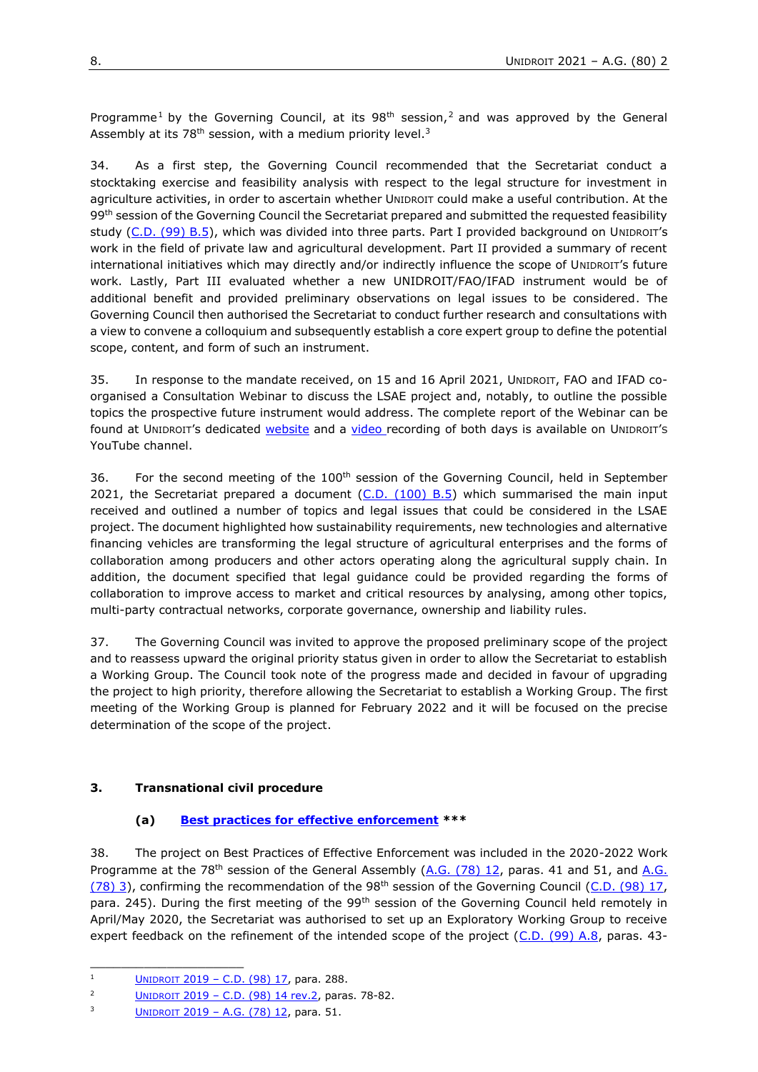Programme[1] by the Governing Council, at its 98th session,[2] and was approved by the General Assembly at its 78th session, with a medium priority level.[3]

34. As a first step, the Governing Council recommended that the Secretariat conduct a stocktaking exercise and feasibility analysis with respect to the legal structure for investment in agriculture activities, in order to ascertain whether UNIDROIT could make a useful contribution. At the 99th session of the Governing Council the Secretariat prepared and submitted the requested feasibility study (C.D. (99) B.5), which was divided into three parts. Part I provided background on UNIDROIT's work in the field of private law and agricultural development. Part II provided a summary of recent international initiatives which may directly and/or indirectly influence the scope of UNIDROIT's future work. Lastly, Part III evaluated whether a new UNIDROIT/FAO/IFAD instrument would be of additional benefit and provided preliminary observations on legal issues to be considered. The Governing Council then authorised the Secretariat to conduct further research and consultations with a view to convene a colloquium and subsequently establish a core expert group to define the potential scope, content, and form of such an instrument.

35. In response to the mandate received, on 15 and 16 April 2021, UNIDROIT, FAO and IFAD co-organised a Consultation Webinar to discuss the LSAE project and, notably, to outline the possible topics the prospective future instrument would address. The complete report of the Webinar can be found at UNIDROIT's dedicated website and a video recording of both days is available on UNIDROIT's YouTube channel.

36. For the second meeting of the 100th session of the Governing Council, held in September 2021, the Secretariat prepared a document (C.D. (100) B.5) which summarised the main input received and outlined a number of topics and legal issues that could be considered in the LSAE project. The document highlighted how sustainability requirements, new technologies and alternative financing vehicles are transforming the legal structure of agricultural enterprises and the forms of collaboration among producers and other actors operating along the agricultural supply chain. In addition, the document specified that legal guidance could be provided regarding the forms of collaboration to improve access to market and critical resources by analysing, among other topics, multi-party contractual networks, corporate governance, ownership and liability rules.

37. The Governing Council was invited to approve the proposed preliminary scope of the project and to reassess upward the original priority status given in order to allow the Secretariat to establish a Working Group. The Council took note of the progress made and decided in favour of upgrading the project to high priority, therefore allowing the Secretariat to establish a Working Group. The first meeting of the Working Group is planned for February 2022 and it will be focused on the precise determination of the scope of the project.

### 3. Transnational civil procedure

#### (a) Best practices for effective enforcement ***

38. The project on Best Practices of Effective Enforcement was included in the 2020-2022 Work Programme at the 78th session of the General Assembly (A.G. (78) 12, paras. 41 and 51, and A.G. (78) 3), confirming the recommendation of the 98th session of the Governing Council (C.D. (98) 17, para. 245). During the first meeting of the 99th session of the Governing Council held remotely in April/May 2020, the Secretariat was authorised to set up an Exploratory Working Group to receive expert feedback on the refinement of the intended scope of the project (C.D. (99) A.8, paras. 43-

---

[1] UNIDROIT 2019 – C.D. (98) 17, para. 288.

[2] UNIDROIT 2019 – C.D. (98) 14 rev.2, paras. 78-82.

[3] UNIDROIT 2019 – A.G. (78) 12, para. 51.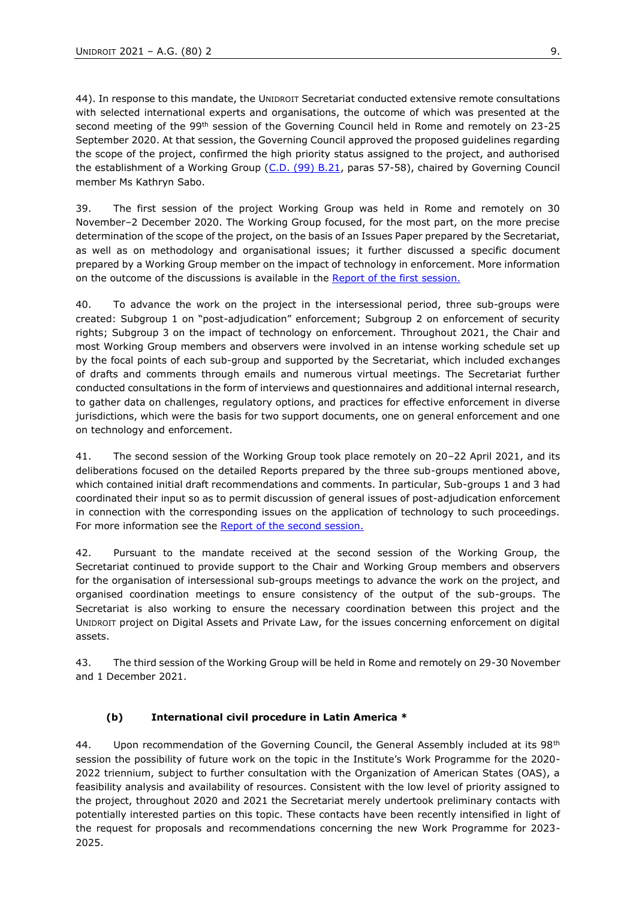44). In response to this mandate, the UNIDROIT Secretariat conducted extensive remote consultations with selected international experts and organisations, the outcome of which was presented at the second meeting of the 99th session of the Governing Council held in Rome and remotely on 23-25 September 2020. At that session, the Governing Council approved the proposed guidelines regarding the scope of the project, confirmed the high priority status assigned to the project, and authorised the establishment of a Working Group (C.D. (99) B.21, paras 57-58), chaired by Governing Council member Ms Kathryn Sabo.

39. The first session of the project Working Group was held in Rome and remotely on 30 November–2 December 2020. The Working Group focused, for the most part, on the more precise determination of the scope of the project, on the basis of an Issues Paper prepared by the Secretariat, as well as on methodology and organisational issues; it further discussed a specific document prepared by a Working Group member on the impact of technology in enforcement. More information on the outcome of the discussions is available in the Report of the first session.

40. To advance the work on the project in the intersessional period, three sub-groups were created: Subgroup 1 on "post-adjudication" enforcement; Subgroup 2 on enforcement of security rights; Subgroup 3 on the impact of technology on enforcement. Throughout 2021, the Chair and most Working Group members and observers were involved in an intense working schedule set up by the focal points of each sub-group and supported by the Secretariat, which included exchanges of drafts and comments through emails and numerous virtual meetings. The Secretariat further conducted consultations in the form of interviews and questionnaires and additional internal research, to gather data on challenges, regulatory options, and practices for effective enforcement in diverse jurisdictions, which were the basis for two support documents, one on general enforcement and one on technology and enforcement.

41. The second session of the Working Group took place remotely on 20–22 April 2021, and its deliberations focused on the detailed Reports prepared by the three sub-groups mentioned above, which contained initial draft recommendations and comments. In particular, Sub-groups 1 and 3 had coordinated their input so as to permit discussion of general issues of post-adjudication enforcement in connection with the corresponding issues on the application of technology to such proceedings. For more information see the Report of the second session.

42. Pursuant to the mandate received at the second session of the Working Group, the Secretariat continued to provide support to the Chair and Working Group members and observers for the organisation of intersessional sub-groups meetings to advance the work on the project, and organised coordination meetings to ensure consistency of the output of the sub-groups. The Secretariat is also working to ensure the necessary coordination between this project and the UNIDROIT project on Digital Assets and Private Law, for the issues concerning enforcement on digital assets.

43. The third session of the Working Group will be held in Rome and remotely on 29-30 November and 1 December 2021.

### (b) International civil procedure in Latin America *

44. Upon recommendation of the Governing Council, the General Assembly included at its 98th session the possibility of future work on the topic in the Institute's Work Programme for the 2020-2022 triennium, subject to further consultation with the Organization of American States (OAS), a feasibility analysis and availability of resources. Consistent with the low level of priority assigned to the project, throughout 2020 and 2021 the Secretariat merely undertook preliminary contacts with potentially interested parties on this topic. These contacts have been recently intensified in light of the request for proposals and recommendations concerning the new Work Programme for 2023-2025.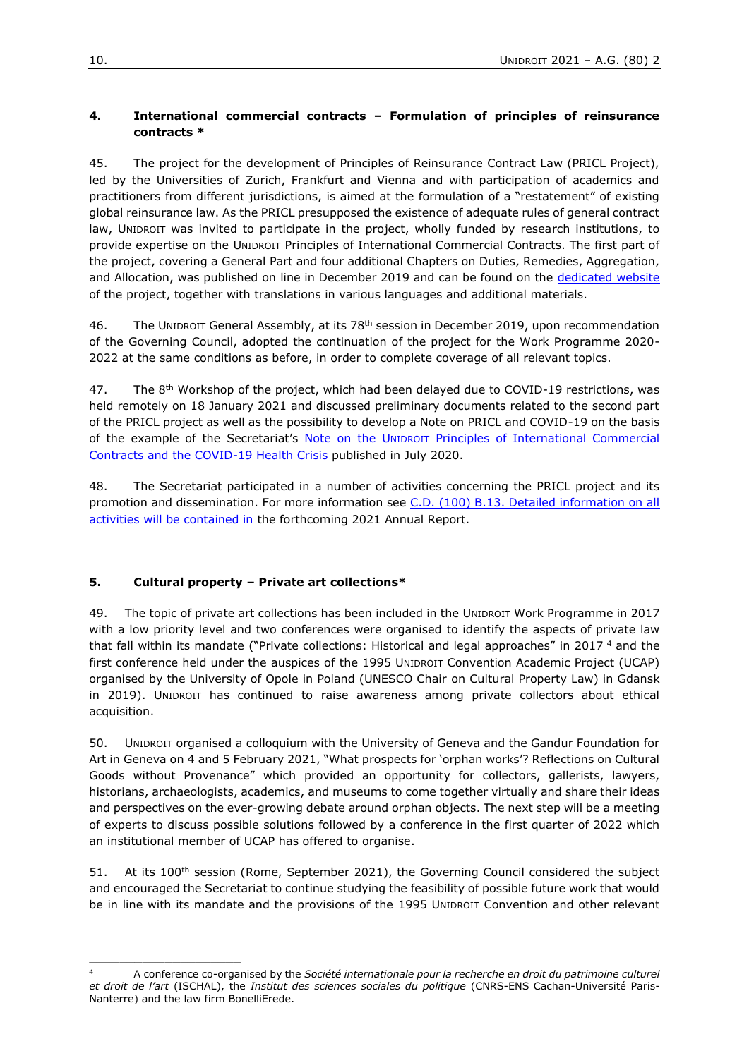### 4. International commercial contracts – Formulation of principles of reinsurance contracts *

45. The project for the development of Principles of Reinsurance Contract Law (PRICL Project), led by the Universities of Zurich, Frankfurt and Vienna and with participation of academics and practitioners from different jurisdictions, is aimed at the formulation of a "restatement" of existing global reinsurance law. As the PRICL presupposed the existence of adequate rules of general contract law, UNIDROIT was invited to participate in the project, wholly funded by research institutions, to provide expertise on the UNIDROIT Principles of International Commercial Contracts. The first part of the project, covering a General Part and four additional Chapters on Duties, Remedies, Aggregation, and Allocation, was published on line in December 2019 and can be found on the dedicated website of the project, together with translations in various languages and additional materials.

46. The UNIDROIT General Assembly, at its 78th session in December 2019, upon recommendation of the Governing Council, adopted the continuation of the project for the Work Programme 2020-2022 at the same conditions as before, in order to complete coverage of all relevant topics.

47. The 8th Workshop of the project, which had been delayed due to COVID-19 restrictions, was held remotely on 18 January 2021 and discussed preliminary documents related to the second part of the PRICL project as well as the possibility to develop a Note on PRICL and COVID-19 on the basis of the example of the Secretariat's Note on the UNIDROIT Principles of International Commercial Contracts and the COVID-19 Health Crisis published in July 2020.

48. The Secretariat participated in a number of activities concerning the PRICL project and its promotion and dissemination. For more information see C.D. (100) B.13. Detailed information on all activities will be contained in the forthcoming 2021 Annual Report.

### 5. Cultural property – Private art collections*

49. The topic of private art collections has been included in the UNIDROIT Work Programme in 2017 with a low priority level and two conferences were organised to identify the aspects of private law that fall within its mandate ("Private collections: Historical and legal approaches" in 2017 [4] and the first conference held under the auspices of the 1995 UNIDROIT Convention Academic Project (UCAP) organised by the University of Opole in Poland (UNESCO Chair on Cultural Property Law) in Gdansk in 2019). UNIDROIT has continued to raise awareness among private collectors about ethical acquisition.

50. UNIDROIT organised a colloquium with the University of Geneva and the Gandur Foundation for Art in Geneva on 4 and 5 February 2021, "What prospects for 'orphan works'? Reflections on Cultural Goods without Provenance" which provided an opportunity for collectors, gallerists, lawyers, historians, archaeologists, academics, and museums to come together virtually and share their ideas and perspectives on the ever-growing debate around orphan objects. The next step will be a meeting of experts to discuss possible solutions followed by a conference in the first quarter of 2022 which an institutional member of UCAP has offered to organise.

51. At its 100th session (Rome, September 2021), the Governing Council considered the subject and encouraged the Secretariat to continue studying the feasibility of possible future work that would be in line with its mandate and the provisions of the 1995 UNIDROIT Convention and other relevant

---

[4] A conference co-organised by the *Société internationale pour la recherche en droit du patrimoine culturel et droit de l'art* (ISCHAL), the *Institut des sciences sociales du politique* (CNRS-ENS Cachan-Université Paris-Nanterre) and the law firm BonelliErede.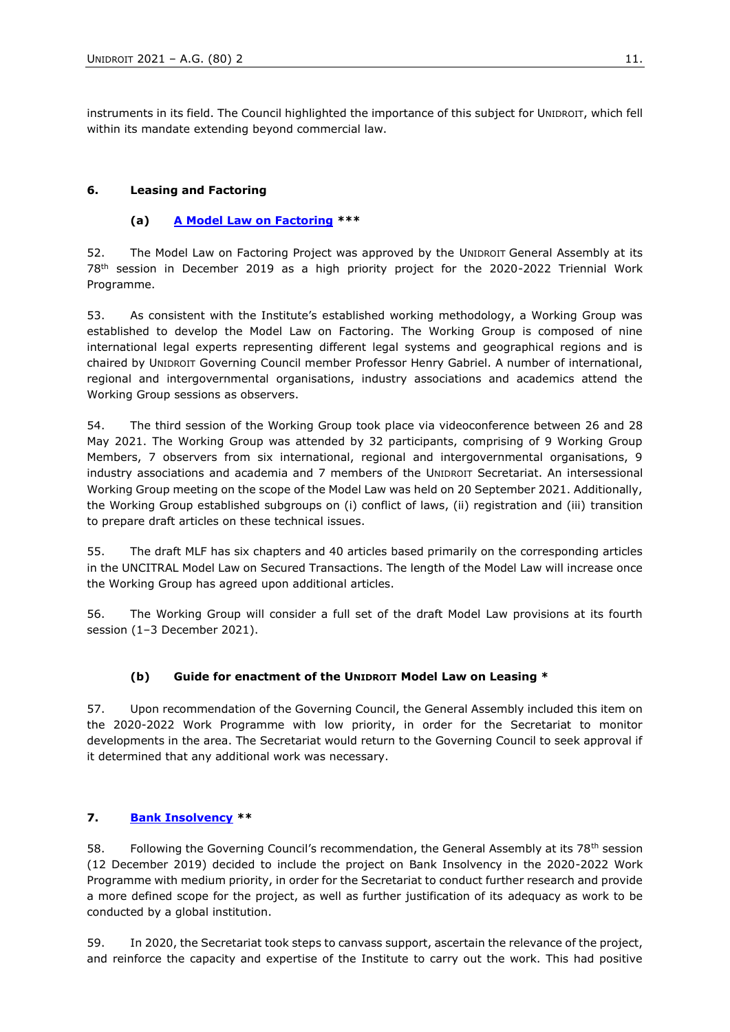instruments in its field. The Council highlighted the importance of this subject for UNIDROIT, which fell within its mandate extending beyond commercial law.

## 6. Leasing and Factoring

### (a) A Model Law on Factoring ***

52. The Model Law on Factoring Project was approved by the UNIDROIT General Assembly at its 78th session in December 2019 as a high priority project for the 2020-2022 Triennial Work Programme.

53. As consistent with the Institute's established working methodology, a Working Group was established to develop the Model Law on Factoring. The Working Group is composed of nine international legal experts representing different legal systems and geographical regions and is chaired by UNIDROIT Governing Council member Professor Henry Gabriel. A number of international, regional and intergovernmental organisations, industry associations and academics attend the Working Group sessions as observers.

54. The third session of the Working Group took place via videoconference between 26 and 28 May 2021. The Working Group was attended by 32 participants, comprising of 9 Working Group Members, 7 observers from six international, regional and intergovernmental organisations, 9 industry associations and academia and 7 members of the UNIDROIT Secretariat. An intersessional Working Group meeting on the scope of the Model Law was held on 20 September 2021. Additionally, the Working Group established subgroups on (i) conflict of laws, (ii) registration and (iii) transition to prepare draft articles on these technical issues.

55. The draft MLF has six chapters and 40 articles based primarily on the corresponding articles in the UNCITRAL Model Law on Secured Transactions. The length of the Model Law will increase once the Working Group has agreed upon additional articles.

56. The Working Group will consider a full set of the draft Model Law provisions at its fourth session (1–3 December 2021).

### (b) Guide for enactment of the UNIDROIT Model Law on Leasing *

57. Upon recommendation of the Governing Council, the General Assembly included this item on the 2020-2022 Work Programme with low priority, in order for the Secretariat to monitor developments in the area. The Secretariat would return to the Governing Council to seek approval if it determined that any additional work was necessary.

## 7. Bank Insolvency **

58. Following the Governing Council's recommendation, the General Assembly at its 78th session (12 December 2019) decided to include the project on Bank Insolvency in the 2020-2022 Work Programme with medium priority, in order for the Secretariat to conduct further research and provide a more defined scope for the project, as well as further justification of its adequacy as work to be conducted by a global institution.

59. In 2020, the Secretariat took steps to canvass support, ascertain the relevance of the project, and reinforce the capacity and expertise of the Institute to carry out the work. This had positive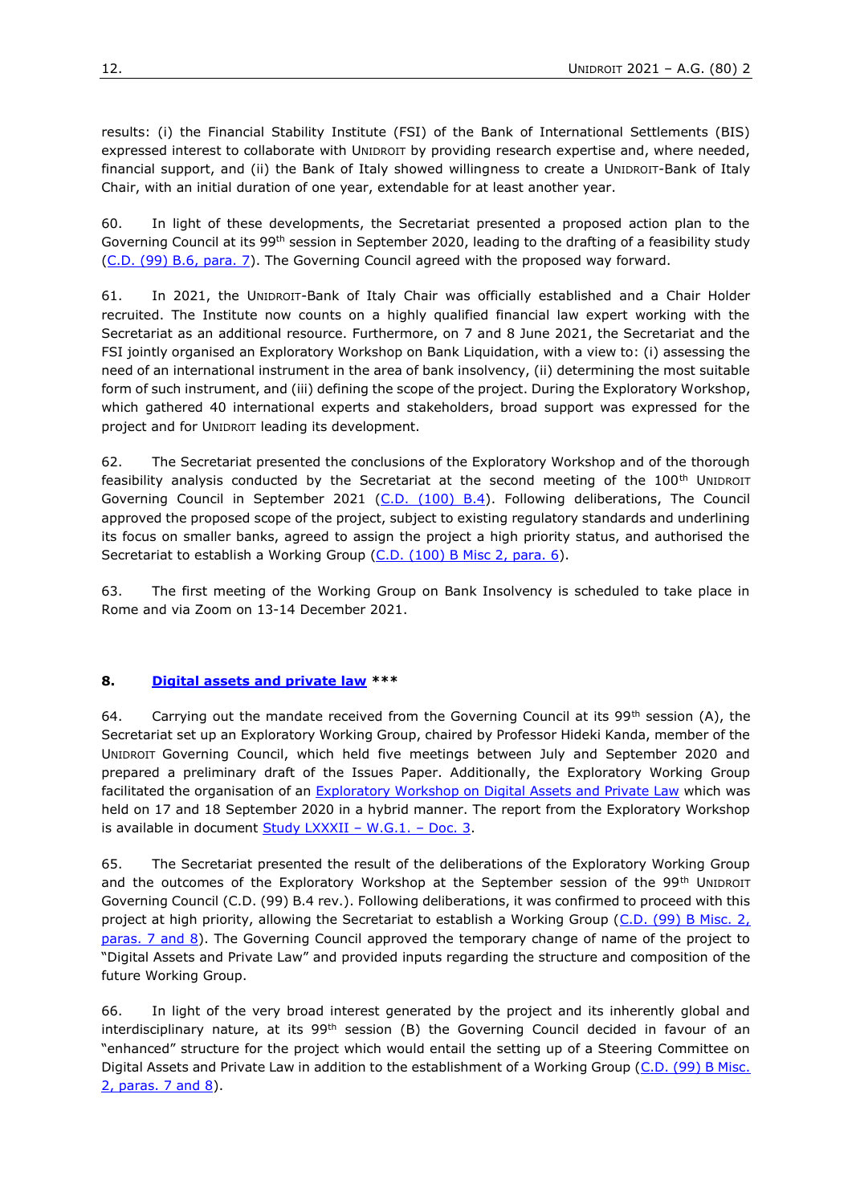results: (i) the Financial Stability Institute (FSI) of the Bank of International Settlements (BIS) expressed interest to collaborate with UNIDROIT by providing research expertise and, where needed, financial support, and (ii) the Bank of Italy showed willingness to create a UNIDROIT-Bank of Italy Chair, with an initial duration of one year, extendable for at least another year.

60. In light of these developments, the Secretariat presented a proposed action plan to the Governing Council at its 99th session in September 2020, leading to the drafting of a feasibility study (C.D. (99) B.6, para. 7). The Governing Council agreed with the proposed way forward.

61. In 2021, the UNIDROIT-Bank of Italy Chair was officially established and a Chair Holder recruited. The Institute now counts on a highly qualified financial law expert working with the Secretariat as an additional resource. Furthermore, on 7 and 8 June 2021, the Secretariat and the FSI jointly organised an Exploratory Workshop on Bank Liquidation, with a view to: (i) assessing the need of an international instrument in the area of bank insolvency, (ii) determining the most suitable form of such instrument, and (iii) defining the scope of the project. During the Exploratory Workshop, which gathered 40 international experts and stakeholders, broad support was expressed for the project and for UNIDROIT leading its development.

62. The Secretariat presented the conclusions of the Exploratory Workshop and of the thorough feasibility analysis conducted by the Secretariat at the second meeting of the 100th UNIDROIT Governing Council in September 2021 (C.D. (100) B.4). Following deliberations, The Council approved the proposed scope of the project, subject to existing regulatory standards and underlining its focus on smaller banks, agreed to assign the project a high priority status, and authorised the Secretariat to establish a Working Group (C.D. (100) B Misc 2, para. 6).

63. The first meeting of the Working Group on Bank Insolvency is scheduled to take place in Rome and via Zoom on 13-14 December 2021.

### 8. Digital assets and private law ***

64. Carrying out the mandate received from the Governing Council at its 99th session (A), the Secretariat set up an Exploratory Working Group, chaired by Professor Hideki Kanda, member of the UNIDROIT Governing Council, which held five meetings between July and September 2020 and prepared a preliminary draft of the Issues Paper. Additionally, the Exploratory Working Group facilitated the organisation of an Exploratory Workshop on Digital Assets and Private Law which was held on 17 and 18 September 2020 in a hybrid manner. The report from the Exploratory Workshop is available in document Study LXXXII – W.G.1. – Doc. 3.

65. The Secretariat presented the result of the deliberations of the Exploratory Working Group and the outcomes of the Exploratory Workshop at the September session of the 99th UNIDROIT Governing Council (C.D. (99) B.4 rev.). Following deliberations, it was confirmed to proceed with this project at high priority, allowing the Secretariat to establish a Working Group (C.D. (99) B Misc. 2, paras. 7 and 8). The Governing Council approved the temporary change of name of the project to "Digital Assets and Private Law" and provided inputs regarding the structure and composition of the future Working Group.

66. In light of the very broad interest generated by the project and its inherently global and interdisciplinary nature, at its 99th session (B) the Governing Council decided in favour of an "enhanced" structure for the project which would entail the setting up of a Steering Committee on Digital Assets and Private Law in addition to the establishment of a Working Group (C.D. (99) B Misc. 2, paras. 7 and 8).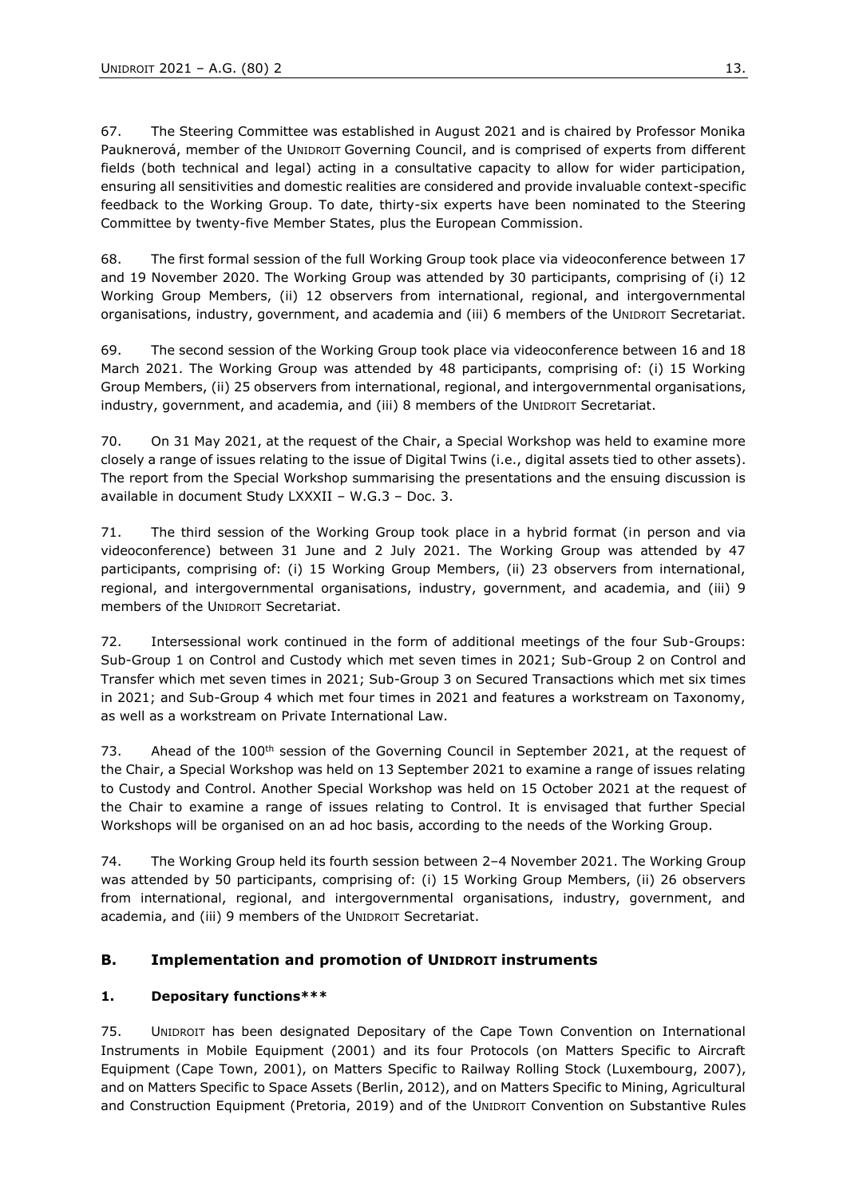67. The Steering Committee was established in August 2021 and is chaired by Professor Monika Pauknerová, member of the UNIDROIT Governing Council, and is comprised of experts from different fields (both technical and legal) acting in a consultative capacity to allow for wider participation, ensuring all sensitivities and domestic realities are considered and provide invaluable context-specific feedback to the Working Group. To date, thirty-six experts have been nominated to the Steering Committee by twenty-five Member States, plus the European Commission.

68. The first formal session of the full Working Group took place via videoconference between 17 and 19 November 2020. The Working Group was attended by 30 participants, comprising of (i) 12 Working Group Members, (ii) 12 observers from international, regional, and intergovernmental organisations, industry, government, and academia and (iii) 6 members of the UNIDROIT Secretariat.

69. The second session of the Working Group took place via videoconference between 16 and 18 March 2021. The Working Group was attended by 48 participants, comprising of: (i) 15 Working Group Members, (ii) 25 observers from international, regional, and intergovernmental organisations, industry, government, and academia, and (iii) 8 members of the UNIDROIT Secretariat.

70. On 31 May 2021, at the request of the Chair, a Special Workshop was held to examine more closely a range of issues relating to the issue of Digital Twins (i.e., digital assets tied to other assets). The report from the Special Workshop summarising the presentations and the ensuing discussion is available in document Study LXXXII – W.G.3 – Doc. 3.

71. The third session of the Working Group took place in a hybrid format (in person and via videoconference) between 31 June and 2 July 2021. The Working Group was attended by 47 participants, comprising of: (i) 15 Working Group Members, (ii) 23 observers from international, regional, and intergovernmental organisations, industry, government, and academia, and (iii) 9 members of the UNIDROIT Secretariat.

72. Intersessional work continued in the form of additional meetings of the four Sub-Groups: Sub-Group 1 on Control and Custody which met seven times in 2021; Sub-Group 2 on Control and Transfer which met seven times in 2021; Sub-Group 3 on Secured Transactions which met six times in 2021; and Sub-Group 4 which met four times in 2021 and features a workstream on Taxonomy, as well as a workstream on Private International Law.

73. Ahead of the 100th session of the Governing Council in September 2021, at the request of the Chair, a Special Workshop was held on 13 September 2021 to examine a range of issues relating to Custody and Control. Another Special Workshop was held on 15 October 2021 at the request of the Chair to examine a range of issues relating to Control. It is envisaged that further Special Workshops will be organised on an ad hoc basis, according to the needs of the Working Group.

74. The Working Group held its fourth session between 2–4 November 2021. The Working Group was attended by 50 participants, comprising of: (i) 15 Working Group Members, (ii) 26 observers from international, regional, and intergovernmental organisations, industry, government, and academia, and (iii) 9 members of the UNIDROIT Secretariat.

## B. Implementation and promotion of UNIDROIT instruments

### 1. Depositary functions***

75. UNIDROIT has been designated Depositary of the Cape Town Convention on International Instruments in Mobile Equipment (2001) and its four Protocols (on Matters Specific to Aircraft Equipment (Cape Town, 2001), on Matters Specific to Railway Rolling Stock (Luxembourg, 2007), and on Matters Specific to Space Assets (Berlin, 2012), and on Matters Specific to Mining, Agricultural and Construction Equipment (Pretoria, 2019) and of the UNIDROIT Convention on Substantive Rules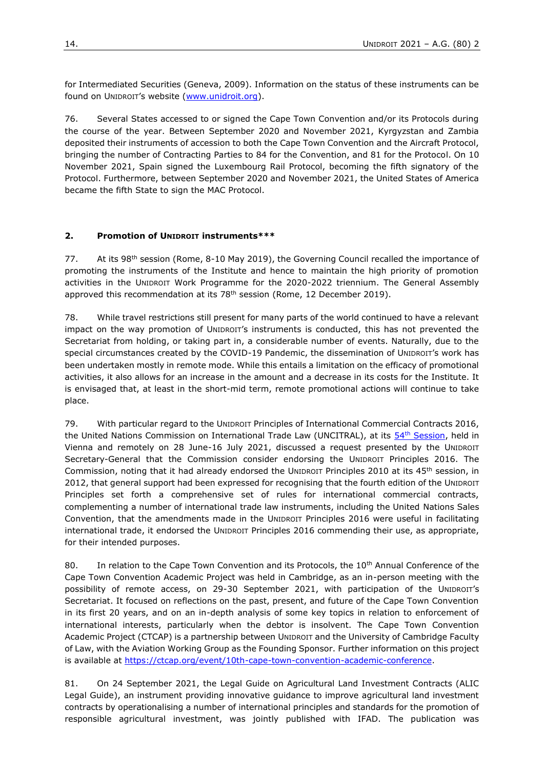for Intermediated Securities (Geneva, 2009). Information on the status of these instruments can be found on UNIDROIT's website (www.unidroit.org).

76. Several States accessed to or signed the Cape Town Convention and/or its Protocols during the course of the year. Between September 2020 and November 2021, Kyrgyzstan and Zambia deposited their instruments of accession to both the Cape Town Convention and the Aircraft Protocol, bringing the number of Contracting Parties to 84 for the Convention, and 81 for the Protocol. On 10 November 2021, Spain signed the Luxembourg Rail Protocol, becoming the fifth signatory of the Protocol. Furthermore, between September 2020 and November 2021, the United States of America became the fifth State to sign the MAC Protocol.

## 2. Promotion of UNIDROIT instruments***

77. At its 98th session (Rome, 8-10 May 2019), the Governing Council recalled the importance of promoting the instruments of the Institute and hence to maintain the high priority of promotion activities in the UNIDROIT Work Programme for the 2020-2022 triennium. The General Assembly approved this recommendation at its 78th session (Rome, 12 December 2019).

78. While travel restrictions still present for many parts of the world continued to have a relevant impact on the way promotion of UNIDROIT's instruments is conducted, this has not prevented the Secretariat from holding, or taking part in, a considerable number of events. Naturally, due to the special circumstances created by the COVID-19 Pandemic, the dissemination of UNIDROIT's work has been undertaken mostly in remote mode. While this entails a limitation on the efficacy of promotional activities, it also allows for an increase in the amount and a decrease in its costs for the Institute. It is envisaged that, at least in the short-mid term, remote promotional actions will continue to take place.

79. With particular regard to the UNIDROIT Principles of International Commercial Contracts 2016, the United Nations Commission on International Trade Law (UNCITRAL), at its 54th Session, held in Vienna and remotely on 28 June-16 July 2021, discussed a request presented by the UNIDROIT Secretary-General that the Commission consider endorsing the UNIDROIT Principles 2016. The Commission, noting that it had already endorsed the UNIDROIT Principles 2010 at its 45th session, in 2012, that general support had been expressed for recognising that the fourth edition of the UNIDROIT Principles set forth a comprehensive set of rules for international commercial contracts, complementing a number of international trade law instruments, including the United Nations Sales Convention, that the amendments made in the UNIDROIT Principles 2016 were useful in facilitating international trade, it endorsed the UNIDROIT Principles 2016 commending their use, as appropriate, for their intended purposes.

80. In relation to the Cape Town Convention and its Protocols, the 10th Annual Conference of the Cape Town Convention Academic Project was held in Cambridge, as an in-person meeting with the possibility of remote access, on 29-30 September 2021, with participation of the UNIDROIT's Secretariat. It focused on reflections on the past, present, and future of the Cape Town Convention in its first 20 years, and on an in-depth analysis of some key topics in relation to enforcement of international interests, particularly when the debtor is insolvent. The Cape Town Convention Academic Project (CTCAP) is a partnership between UNIDROIT and the University of Cambridge Faculty of Law, with the Aviation Working Group as the Founding Sponsor. Further information on this project is available at https://ctcap.org/event/10th-cape-town-convention-academic-conference.

81. On 24 September 2021, the Legal Guide on Agricultural Land Investment Contracts (ALIC Legal Guide), an instrument providing innovative guidance to improve agricultural land investment contracts by operationalising a number of international principles and standards for the promotion of responsible agricultural investment, was jointly published with IFAD. The publication was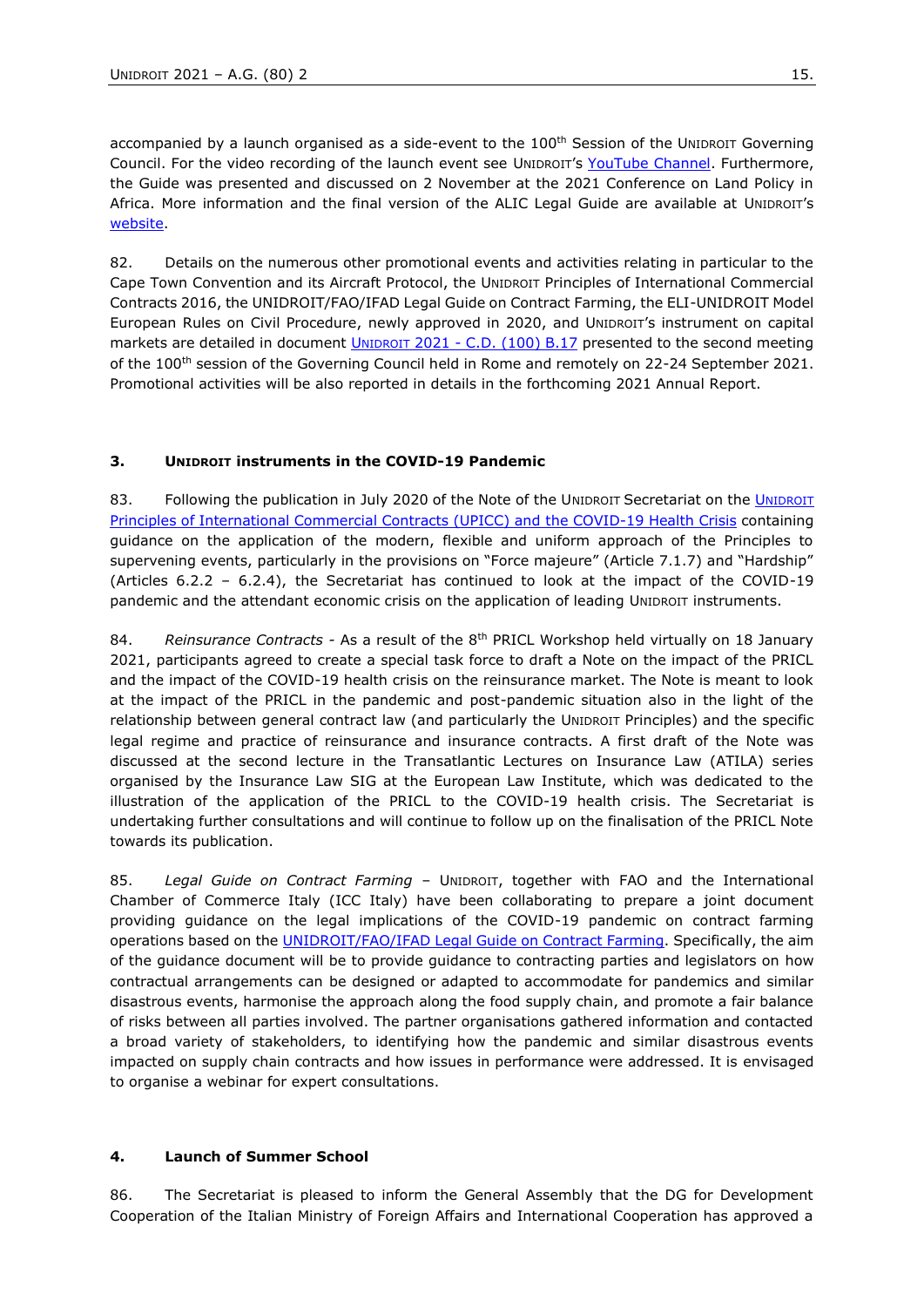accompanied by a launch organised as a side-event to the 100th Session of the UNIDROIT Governing Council. For the video recording of the launch event see UNIDROIT's YouTube Channel. Furthermore, the Guide was presented and discussed on 2 November at the 2021 Conference on Land Policy in Africa. More information and the final version of the ALIC Legal Guide are available at UNIDROIT's website.

82. Details on the numerous other promotional events and activities relating in particular to the Cape Town Convention and its Aircraft Protocol, the UNIDROIT Principles of International Commercial Contracts 2016, the UNIDROIT/FAO/IFAD Legal Guide on Contract Farming, the ELI-UNIDROIT Model European Rules on Civil Procedure, newly approved in 2020, and UNIDROIT's instrument on capital markets are detailed in document UNIDROIT 2021 - C.D. (100) B.17 presented to the second meeting of the 100th session of the Governing Council held in Rome and remotely on 22-24 September 2021. Promotional activities will be also reported in details in the forthcoming 2021 Annual Report.

### 3. UNIDROIT instruments in the COVID-19 Pandemic

83. Following the publication in July 2020 of the Note of the UNIDROIT Secretariat on the UNIDROIT Principles of International Commercial Contracts (UPICC) and the COVID-19 Health Crisis containing guidance on the application of the modern, flexible and uniform approach of the Principles to supervening events, particularly in the provisions on "Force majeure" (Article 7.1.7) and "Hardship" (Articles 6.2.2 – 6.2.4), the Secretariat has continued to look at the impact of the COVID-19 pandemic and the attendant economic crisis on the application of leading UNIDROIT instruments.

84. *Reinsurance Contracts* - As a result of the 8th PRICL Workshop held virtually on 18 January 2021, participants agreed to create a special task force to draft a Note on the impact of the PRICL and the impact of the COVID-19 health crisis on the reinsurance market. The Note is meant to look at the impact of the PRICL in the pandemic and post-pandemic situation also in the light of the relationship between general contract law (and particularly the UNIDROIT Principles) and the specific legal regime and practice of reinsurance and insurance contracts. A first draft of the Note was discussed at the second lecture in the Transatlantic Lectures on Insurance Law (ATILA) series organised by the Insurance Law SIG at the European Law Institute, which was dedicated to the illustration of the application of the PRICL to the COVID-19 health crisis. The Secretariat is undertaking further consultations and will continue to follow up on the finalisation of the PRICL Note towards its publication.

85. *Legal Guide on Contract Farming* – UNIDROIT, together with FAO and the International Chamber of Commerce Italy (ICC Italy) have been collaborating to prepare a joint document providing guidance on the legal implications of the COVID-19 pandemic on contract farming operations based on the UNIDROIT/FAO/IFAD Legal Guide on Contract Farming. Specifically, the aim of the guidance document will be to provide guidance to contracting parties and legislators on how contractual arrangements can be designed or adapted to accommodate for pandemics and similar disastrous events, harmonise the approach along the food supply chain, and promote a fair balance of risks between all parties involved. The partner organisations gathered information and contacted a broad variety of stakeholders, to identifying how the pandemic and similar disastrous events impacted on supply chain contracts and how issues in performance were addressed. It is envisaged to organise a webinar for expert consultations.

### 4. Launch of Summer School

86. The Secretariat is pleased to inform the General Assembly that the DG for Development Cooperation of the Italian Ministry of Foreign Affairs and International Cooperation has approved a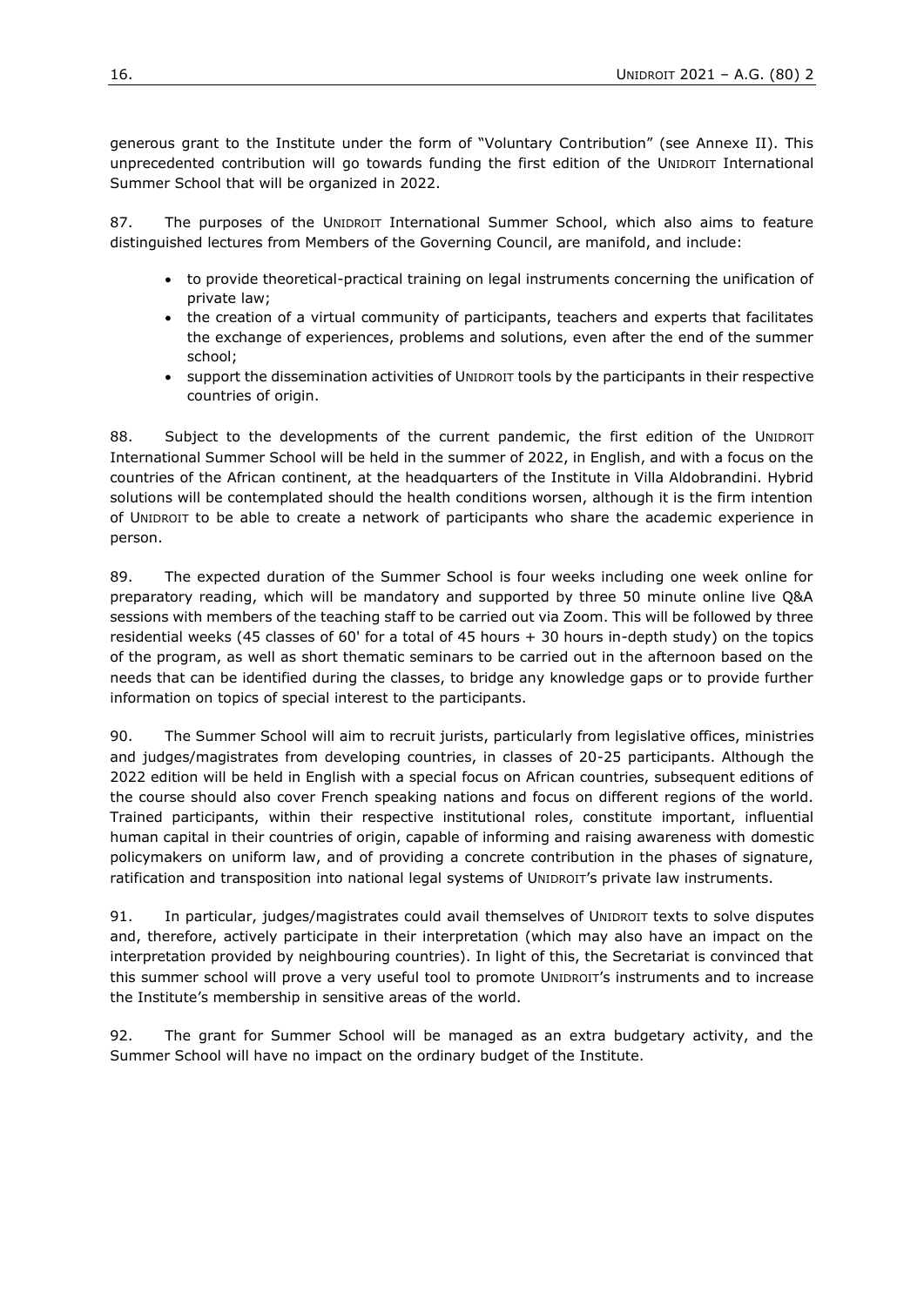generous grant to the Institute under the form of "Voluntary Contribution" (see Annexe II). This unprecedented contribution will go towards funding the first edition of the UNIDROIT International Summer School that will be organized in 2022.

87. The purposes of the UNIDROIT International Summer School, which also aims to feature distinguished lectures from Members of the Governing Council, are manifold, and include:

- to provide theoretical-practical training on legal instruments concerning the unification of private law;
- the creation of a virtual community of participants, teachers and experts that facilitates the exchange of experiences, problems and solutions, even after the end of the summer school;
- support the dissemination activities of UNIDROIT tools by the participants in their respective countries of origin.

88. Subject to the developments of the current pandemic, the first edition of the UNIDROIT International Summer School will be held in the summer of 2022, in English, and with a focus on the countries of the African continent, at the headquarters of the Institute in Villa Aldobrandini. Hybrid solutions will be contemplated should the health conditions worsen, although it is the firm intention of UNIDROIT to be able to create a network of participants who share the academic experience in person.

89. The expected duration of the Summer School is four weeks including one week online for preparatory reading, which will be mandatory and supported by three 50 minute online live Q&A sessions with members of the teaching staff to be carried out via Zoom. This will be followed by three residential weeks (45 classes of 60' for a total of 45 hours + 30 hours in-depth study) on the topics of the program, as well as short thematic seminars to be carried out in the afternoon based on the needs that can be identified during the classes, to bridge any knowledge gaps or to provide further information on topics of special interest to the participants.

90. The Summer School will aim to recruit jurists, particularly from legislative offices, ministries and judges/magistrates from developing countries, in classes of 20-25 participants. Although the 2022 edition will be held in English with a special focus on African countries, subsequent editions of the course should also cover French speaking nations and focus on different regions of the world. Trained participants, within their respective institutional roles, constitute important, influential human capital in their countries of origin, capable of informing and raising awareness with domestic policymakers on uniform law, and of providing a concrete contribution in the phases of signature, ratification and transposition into national legal systems of UNIDROIT's private law instruments.

91. In particular, judges/magistrates could avail themselves of UNIDROIT texts to solve disputes and, therefore, actively participate in their interpretation (which may also have an impact on the interpretation provided by neighbouring countries). In light of this, the Secretariat is convinced that this summer school will prove a very useful tool to promote UNIDROIT's instruments and to increase the Institute's membership in sensitive areas of the world.

92. The grant for Summer School will be managed as an extra budgetary activity, and the Summer School will have no impact on the ordinary budget of the Institute.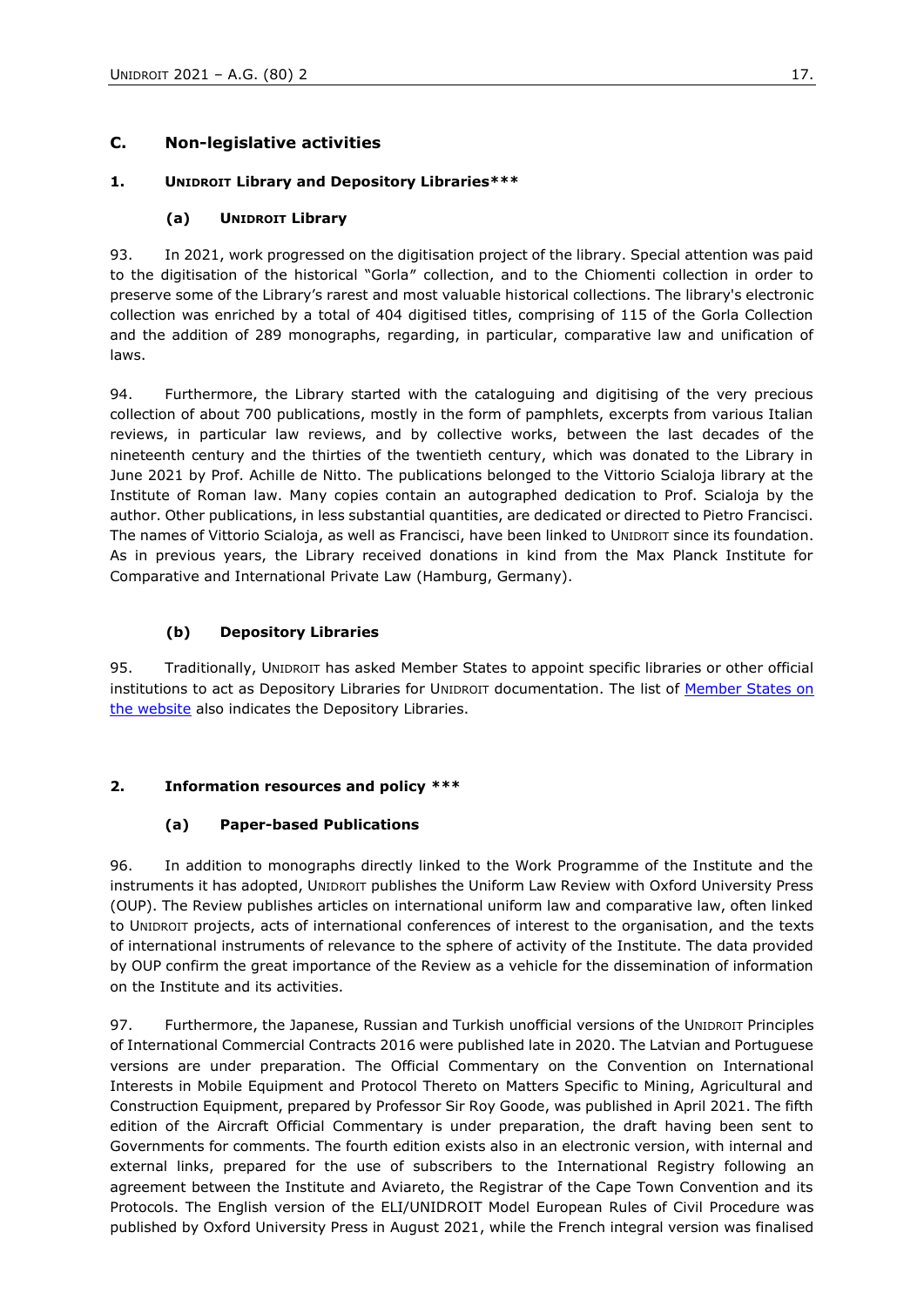## C. Non-legislative activities

### 1. UNIDROIT Library and Depository Libraries***

#### (a) UNIDROIT Library

93. In 2021, work progressed on the digitisation project of the library. Special attention was paid to the digitisation of the historical "Gorla" collection, and to the Chiomenti collection in order to preserve some of the Library's rarest and most valuable historical collections. The library's electronic collection was enriched by a total of 404 digitised titles, comprising of 115 of the Gorla Collection and the addition of 289 monographs, regarding, in particular, comparative law and unification of laws.

94. Furthermore, the Library started with the cataloguing and digitising of the very precious collection of about 700 publications, mostly in the form of pamphlets, excerpts from various Italian reviews, in particular law reviews, and by collective works, between the last decades of the nineteenth century and the thirties of the twentieth century, which was donated to the Library in June 2021 by Prof. Achille de Nitto. The publications belonged to the Vittorio Scialoja library at the Institute of Roman law. Many copies contain an autographed dedication to Prof. Scialoja by the author. Other publications, in less substantial quantities, are dedicated or directed to Pietro Francisci. The names of Vittorio Scialoja, as well as Francisci, have been linked to UNIDROIT since its foundation. As in previous years, the Library received donations in kind from the Max Planck Institute for Comparative and International Private Law (Hamburg, Germany).

#### (b) Depository Libraries

95. Traditionally, UNIDROIT has asked Member States to appoint specific libraries or other official institutions to act as Depository Libraries for UNIDROIT documentation. The list of Member States on the website also indicates the Depository Libraries.

### 2. Information resources and policy ***

#### (a) Paper-based Publications

96. In addition to monographs directly linked to the Work Programme of the Institute and the instruments it has adopted, UNIDROIT publishes the Uniform Law Review with Oxford University Press (OUP). The Review publishes articles on international uniform law and comparative law, often linked to UNIDROIT projects, acts of international conferences of interest to the organisation, and the texts of international instruments of relevance to the sphere of activity of the Institute. The data provided by OUP confirm the great importance of the Review as a vehicle for the dissemination of information on the Institute and its activities.

97. Furthermore, the Japanese, Russian and Turkish unofficial versions of the UNIDROIT Principles of International Commercial Contracts 2016 were published late in 2020. The Latvian and Portuguese versions are under preparation. The Official Commentary on the Convention on International Interests in Mobile Equipment and Protocol Thereto on Matters Specific to Mining, Agricultural and Construction Equipment, prepared by Professor Sir Roy Goode, was published in April 2021. The fifth edition of the Aircraft Official Commentary is under preparation, the draft having been sent to Governments for comments. The fourth edition exists also in an electronic version, with internal and external links, prepared for the use of subscribers to the International Registry following an agreement between the Institute and Aviareto, the Registrar of the Cape Town Convention and its Protocols. The English version of the ELI/UNIDROIT Model European Rules of Civil Procedure was published by Oxford University Press in August 2021, while the French integral version was finalised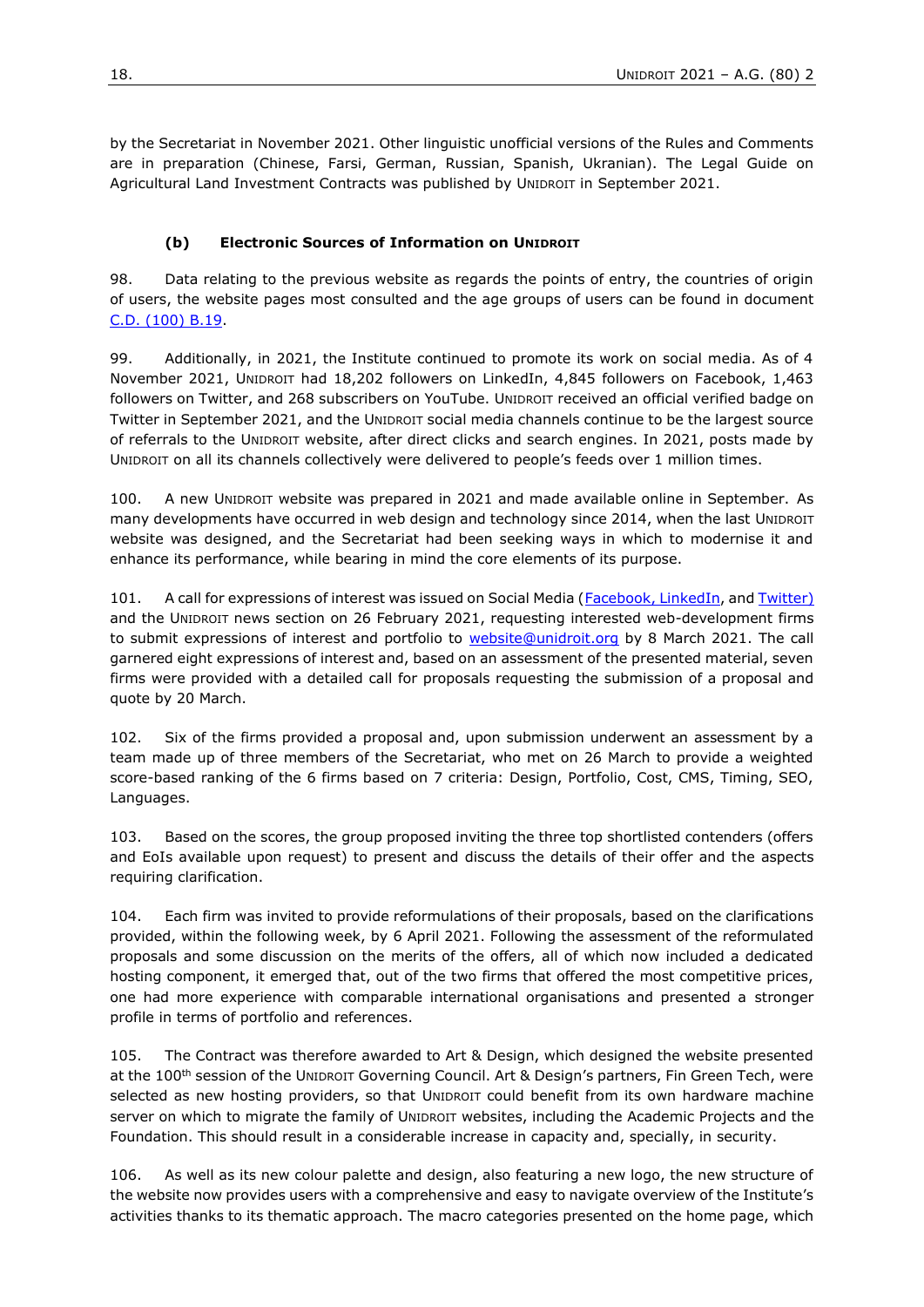by the Secretariat in November 2021. Other linguistic unofficial versions of the Rules and Comments are in preparation (Chinese, Farsi, German, Russian, Spanish, Ukranian). The Legal Guide on Agricultural Land Investment Contracts was published by UNIDROIT in September 2021.

### (b) Electronic Sources of Information on UNIDROIT

98. Data relating to the previous website as regards the points of entry, the countries of origin of users, the website pages most consulted and the age groups of users can be found in document C.D. (100) B.19.

99. Additionally, in 2021, the Institute continued to promote its work on social media. As of 4 November 2021, UNIDROIT had 18,202 followers on LinkedIn, 4,845 followers on Facebook, 1,463 followers on Twitter, and 268 subscribers on YouTube. UNIDROIT received an official verified badge on Twitter in September 2021, and the UNIDROIT social media channels continue to be the largest source of referrals to the UNIDROIT website, after direct clicks and search engines. In 2021, posts made by UNIDROIT on all its channels collectively were delivered to people's feeds over 1 million times.

100. A new UNIDROIT website was prepared in 2021 and made available online in September. As many developments have occurred in web design and technology since 2014, when the last UNIDROIT website was designed, and the Secretariat had been seeking ways in which to modernise it and enhance its performance, while bearing in mind the core elements of its purpose.

101. A call for expressions of interest was issued on Social Media (Facebook, LinkedIn, and Twitter) and the UNIDROIT news section on 26 February 2021, requesting interested web-development firms to submit expressions of interest and portfolio to website@unidroit.org by 8 March 2021. The call garnered eight expressions of interest and, based on an assessment of the presented material, seven firms were provided with a detailed call for proposals requesting the submission of a proposal and quote by 20 March.

102. Six of the firms provided a proposal and, upon submission underwent an assessment by a team made up of three members of the Secretariat, who met on 26 March to provide a weighted score-based ranking of the 6 firms based on 7 criteria: Design, Portfolio, Cost, CMS, Timing, SEO, Languages.

103. Based on the scores, the group proposed inviting the three top shortlisted contenders (offers and EoIs available upon request) to present and discuss the details of their offer and the aspects requiring clarification.

104. Each firm was invited to provide reformulations of their proposals, based on the clarifications provided, within the following week, by 6 April 2021. Following the assessment of the reformulated proposals and some discussion on the merits of the offers, all of which now included a dedicated hosting component, it emerged that, out of the two firms that offered the most competitive prices, one had more experience with comparable international organisations and presented a stronger profile in terms of portfolio and references.

105. The Contract was therefore awarded to Art & Design, which designed the website presented at the 100th session of the UNIDROIT Governing Council. Art & Design's partners, Fin Green Tech, were selected as new hosting providers, so that UNIDROIT could benefit from its own hardware machine server on which to migrate the family of UNIDROIT websites, including the Academic Projects and the Foundation. This should result in a considerable increase in capacity and, specially, in security.

106. As well as its new colour palette and design, also featuring a new logo, the new structure of the website now provides users with a comprehensive and easy to navigate overview of the Institute's activities thanks to its thematic approach. The macro categories presented on the home page, which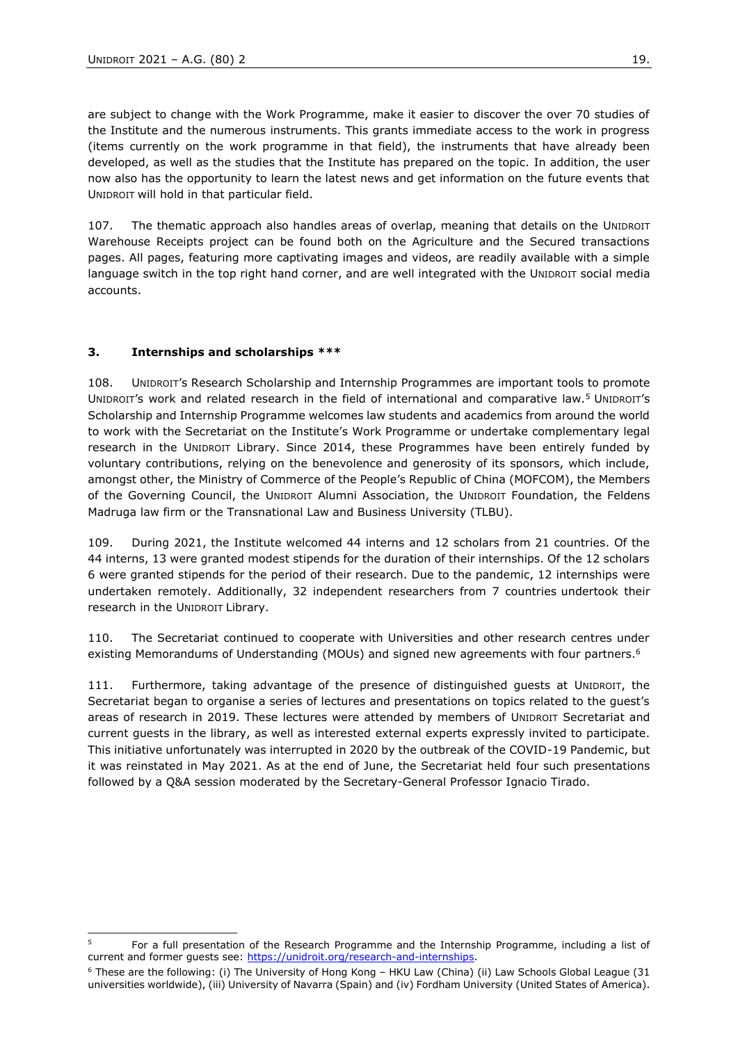are subject to change with the Work Programme, make it easier to discover the over 70 studies of the Institute and the numerous instruments. This grants immediate access to the work in progress (items currently on the work programme in that field), the instruments that have already been developed, as well as the studies that the Institute has prepared on the topic. In addition, the user now also has the opportunity to learn the latest news and get information on the future events that UNIDROIT will hold in that particular field.

107. The thematic approach also handles areas of overlap, meaning that details on the UNIDROIT Warehouse Receipts project can be found both on the Agriculture and the Secured transactions pages. All pages, featuring more captivating images and videos, are readily available with a simple language switch in the top right hand corner, and are well integrated with the UNIDROIT social media accounts.

### 3. Internships and scholarships ***

108. UNIDROIT's Research Scholarship and Internship Programmes are important tools to promote UNIDROIT's work and related research in the field of international and comparative law.[5] UNIDROIT's Scholarship and Internship Programme welcomes law students and academics from around the world to work with the Secretariat on the Institute's Work Programme or undertake complementary legal research in the UNIDROIT Library. Since 2014, these Programmes have been entirely funded by voluntary contributions, relying on the benevolence and generosity of its sponsors, which include, amongst other, the Ministry of Commerce of the People's Republic of China (MOFCOM), the Members of the Governing Council, the UNIDROIT Alumni Association, the UNIDROIT Foundation, the Feldens Madruga law firm or the Transnational Law and Business University (TLBU).

109. During 2021, the Institute welcomed 44 interns and 12 scholars from 21 countries. Of the 44 interns, 13 were granted modest stipends for the duration of their internships. Of the 12 scholars 6 were granted stipends for the period of their research. Due to the pandemic, 12 internships were undertaken remotely. Additionally, 32 independent researchers from 7 countries undertook their research in the UNIDROIT Library.

110. The Secretariat continued to cooperate with Universities and other research centres under existing Memorandums of Understanding (MOUs) and signed new agreements with four partners.[6]

111. Furthermore, taking advantage of the presence of distinguished guests at UNIDROIT, the Secretariat began to organise a series of lectures and presentations on topics related to the guest's areas of research in 2019. These lectures were attended by members of UNIDROIT Secretariat and current guests in the library, as well as interested external experts expressly invited to participate. This initiative unfortunately was interrupted in 2020 by the outbreak of the COVID-19 Pandemic, but it was reinstated in May 2021. As at the end of June, the Secretariat held four such presentations followed by a Q&A session moderated by the Secretary-General Professor Ignacio Tirado.

---

[5] For a full presentation of the Research Programme and the Internship Programme, including a list of current and former guests see: https://unidroit.org/research-and-internships.

[6] These are the following: (i) The University of Hong Kong – HKU Law (China) (ii) Law Schools Global League (31 universities worldwide), (iii) University of Navarra (Spain) and (iv) Fordham University (United States of America).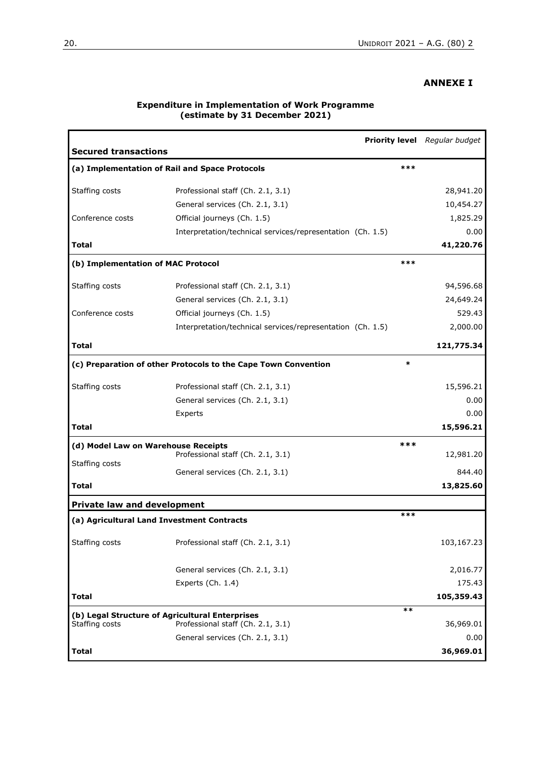## ANNEXE I

### Expenditure in Implementation of Work Programme (estimate by 31 December 2021)

| | | Priority level | *Regular budget* |
|---|---|---|---|
| **Secured transactions** | | | |
| **(a) Implementation of Rail and Space Protocols** | | *** | |
| Staffing costs | Professional staff (Ch. 2.1, 3.1) | | 28,941.20 |
| | General services (Ch. 2.1, 3.1) | | 10,454.27 |
| Conference costs | Official journeys (Ch. 1.5) | | 1,825.29 |
| | Interpretation/technical services/representation (Ch. 1.5) | | 0.00 |
| **Total** | | | **41,220.76** |
| **(b) Implementation of MAC Protocol** | | *** | |
| Staffing costs | Professional staff (Ch. 2.1, 3.1) | | 94,596.68 |
| | General services (Ch. 2.1, 3.1) | | 24,649.24 |
| Conference costs | Official journeys (Ch. 1.5) | | 529.43 |
| | Interpretation/technical services/representation (Ch. 1.5) | | 2,000.00 |
| **Total** | | | **121,775.34** |
| **(c) Preparation of other Protocols to the Cape Town Convention** | | * | |
| Staffing costs | Professional staff (Ch. 2.1, 3.1) | | 15,596.21 |
| | General services (Ch. 2.1, 3.1) | | 0.00 |
| | Experts | | 0.00 |
| **Total** | | | **15,596.21** |
| **(d) Model Law on Warehouse Receipts** | | *** | |
| Staffing costs | Professional staff (Ch. 2.1, 3.1) | | 12,981.20 |
| | General services (Ch. 2.1, 3.1) | | 844.40 |
| **Total** | | | **13,825.60** |
| **Private law and development** | | | |
| **(a) Agricultural Land Investment Contracts** | | *** | |
| Staffing costs | Professional staff (Ch. 2.1, 3.1) | | 103,167.23 |
| | General services (Ch. 2.1, 3.1) | | 2,016.77 |
| | Experts (Ch. 1.4) | | 175.43 |
| **Total** | | | **105,359.43** |
| **(b) Legal Structure of Agricultural Enterprises** | | ** | |
| Staffing costs | Professional staff (Ch. 2.1, 3.1) | | 36,969.01 |
| | General services (Ch. 2.1, 3.1) | | 0.00 |
| **Total** | | | **36,969.01** |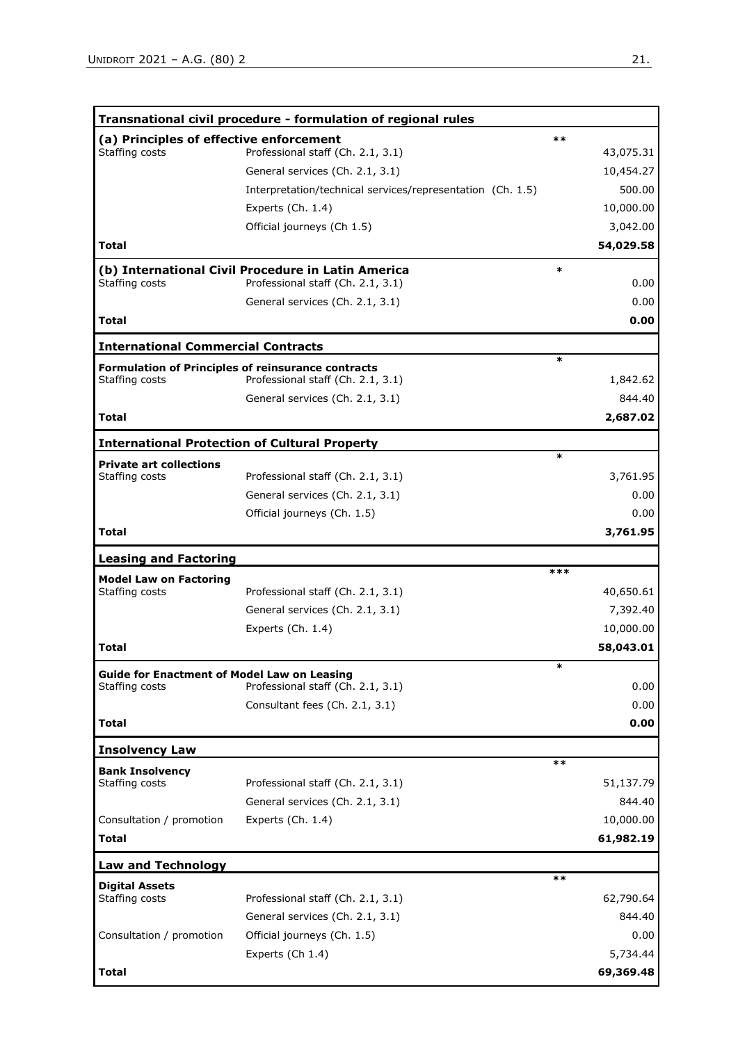| Transnational civil procedure - formulation of regional rules | | | |
|---|---|---|---|
| **(a) Principles of effective enforcement** | | ** | |
| Staffing costs | Professional staff (Ch. 2.1, 3.1) | | 43,075.31 |
| | General services (Ch. 2.1, 3.1) | | 10,454.27 |
| | Interpretation/technical services/representation (Ch. 1.5) | | 500.00 |
| | Experts (Ch. 1.4) | | 10,000.00 |
| | Official journeys (Ch 1.5) | | 3,042.00 |
| **Total** | | | **54,029.58** |
| **(b) International Civil Procedure in Latin America** | | * | |
| Staffing costs | Professional staff (Ch. 2.1, 3.1) | | 0.00 |
| | General services (Ch. 2.1, 3.1) | | 0.00 |
| **Total** | | | **0.00** |
| **International Commercial Contracts** | | | |
| **Formulation of Principles of reinsurance contracts** | | * | |
| Staffing costs | Professional staff (Ch. 2.1, 3.1) | | 1,842.62 |
| | General services (Ch. 2.1, 3.1) | | 844.40 |
| **Total** | | | **2,687.02** |
| **International Protection of Cultural Property** | | | |
| **Private art collections** | | * | |
| Staffing costs | Professional staff (Ch. 2.1, 3.1) | | 3,761.95 |
| | General services (Ch. 2.1, 3.1) | | 0.00 |
| | Official journeys (Ch. 1.5) | | 0.00 |
| **Total** | | | **3,761.95** |
| **Leasing and Factoring** | | | |
| **Model Law on Factoring** | | *** | |
| Staffing costs | Professional staff (Ch. 2.1, 3.1) | | 40,650.61 |
| | General services (Ch. 2.1, 3.1) | | 7,392.40 |
| | Experts (Ch. 1.4) | | 10,000.00 |
| **Total** | | | **58,043.01** |
| **Guide for Enactment of Model Law on Leasing** | | * | |
| Staffing costs | Professional staff (Ch. 2.1, 3.1) | | 0.00 |
| | Consultant fees (Ch. 2.1, 3.1) | | 0.00 |
| **Total** | | | **0.00** |
| **Insolvency Law** | | | |
| **Bank Insolvency** | | ** | |
| Staffing costs | Professional staff (Ch. 2.1, 3.1) | | 51,137.79 |
| | General services (Ch. 2.1, 3.1) | | 844.40 |
| Consultation / promotion | Experts (Ch. 1.4) | | 10,000.00 |
| **Total** | | | **61,982.19** |
| **Law and Technology** | | | |
| **Digital Assets** | | ** | |
| Staffing costs | Professional staff (Ch. 2.1, 3.1) | | 62,790.64 |
| | General services (Ch. 2.1, 3.1) | | 844.40 |
| Consultation / promotion | Official journeys (Ch. 1.5) | | 0.00 |
| | Experts (Ch 1.4) | | 5,734.44 |
| **Total** | | | **69,369.48** |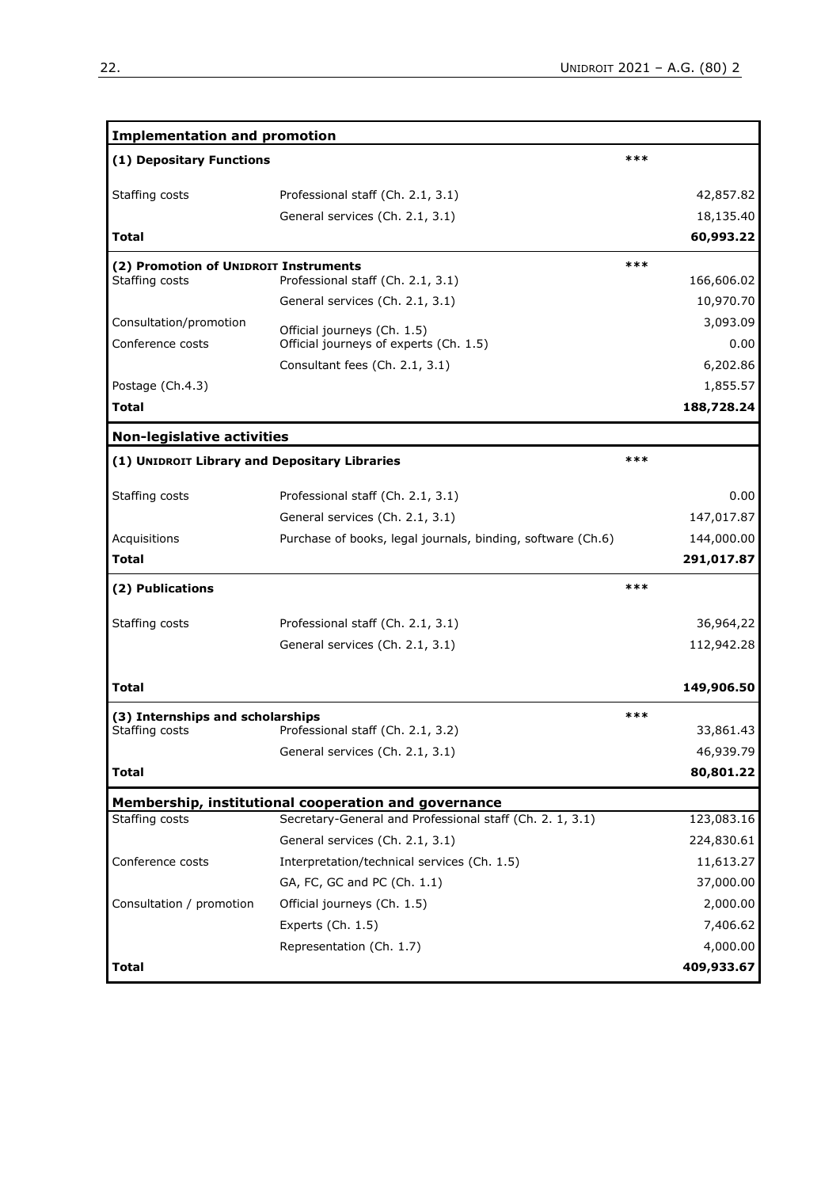| **Implementation and promotion** | | | |
|---|---|---|---|
| **(1) Depositary Functions** | | *** | |
| Staffing costs | Professional staff (Ch. 2.1, 3.1) | | 42,857.82 |
| | General services (Ch. 2.1, 3.1) | | 18,135.40 |
| **Total** | | | **60,993.22** |
| **(2) Promotion of UNIDROIT Instruments** | | *** | |
| Staffing costs | Professional staff (Ch. 2.1, 3.1) | | 166,606.02 |
| | General services (Ch. 2.1, 3.1) | | 10,970.70 |
| Consultation/promotion | Official journeys (Ch. 1.5) | | 3,093.09 |
| Conference costs | Official journeys of experts (Ch. 1.5) | | 0.00 |
| | Consultant fees (Ch. 2.1, 3.1) | | 6,202.86 |
| Postage (Ch.4.3) | | | 1,855.57 |
| **Total** | | | **188,728.24** |
| **Non-legislative activities** | | | |
| **(1) UNIDROIT Library and Depositary Libraries** | | *** | |
| Staffing costs | Professional staff (Ch. 2.1, 3.1) | | 0.00 |
| | General services (Ch. 2.1, 3.1) | | 147,017.87 |
| Acquisitions | Purchase of books, legal journals, binding, software (Ch.6) | | 144,000.00 |
| **Total** | | | **291,017.87** |
| **(2) Publications** | | *** | |
| Staffing costs | Professional staff (Ch. 2.1, 3.1) | | 36,964,22 |
| | General services (Ch. 2.1, 3.1) | | 112,942.28 |
| **Total** | | | **149,906.50** |
| **(3) Internships and scholarships** | | *** | |
| Staffing costs | Professional staff (Ch. 2.1, 3.2) | | 33,861.43 |
| | General services (Ch. 2.1, 3.1) | | 46,939.79 |
| **Total** | | | **80,801.22** |
| **Membership, institutional cooperation and governance** | | | |
| Staffing costs | Secretary-General and Professional staff (Ch. 2. 1, 3.1) | | 123,083.16 |
| | General services (Ch. 2.1, 3.1) | | 224,830.61 |
| Conference costs | Interpretation/technical services (Ch. 1.5) | | 11,613.27 |
| | GA, FC, GC and PC (Ch. 1.1) | | 37,000.00 |
| Consultation / promotion | Official journeys (Ch. 1.5) | | 2,000.00 |
| | Experts (Ch. 1.5) | | 7,406.62 |
| | Representation (Ch. 1.7) | | 4,000.00 |
| **Total** | | | **409,933.67** |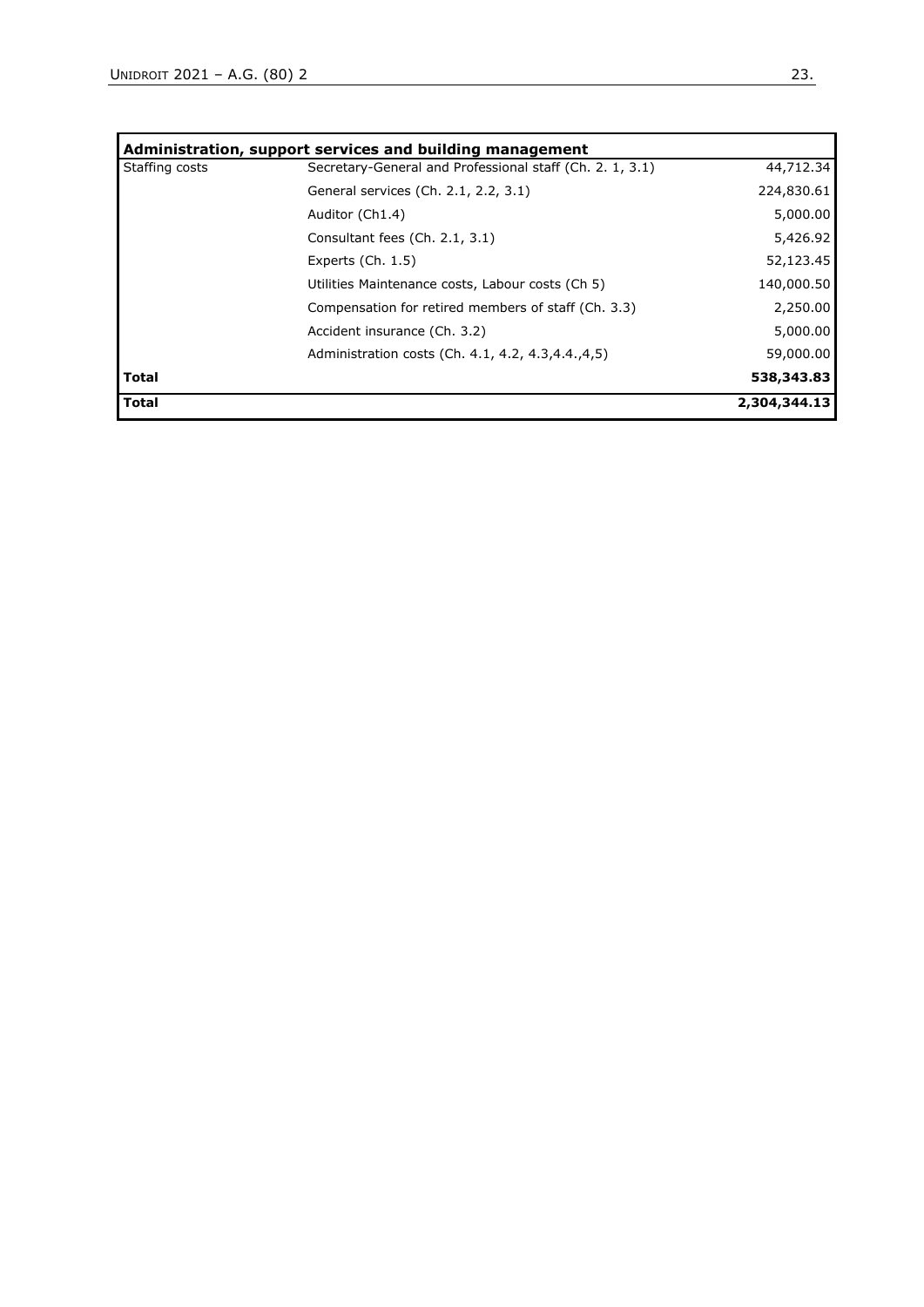| Administration, support services and building management | | |
|---|---|---|
| Staffing costs | Secretary-General and Professional staff (Ch. 2. 1, 3.1) | 44,712.34 |
| | General services (Ch. 2.1, 2.2, 3.1) | 224,830.61 |
| | Auditor (Ch1.4) | 5,000.00 |
| | Consultant fees (Ch. 2.1, 3.1) | 5,426.92 |
| | Experts (Ch. 1.5) | 52,123.45 |
| | Utilities Maintenance costs, Labour costs (Ch 5) | 140,000.50 |
| | Compensation for retired members of staff (Ch. 3.3) | 2,250.00 |
| | Accident insurance (Ch. 3.2) | 5,000.00 |
| | Administration costs (Ch. 4.1, 4.2, 4.3,4.4.,4,5) | 59,000.00 |
| **Total** | | **538,343.83** |
| **Total** | | **2,304,344.13** |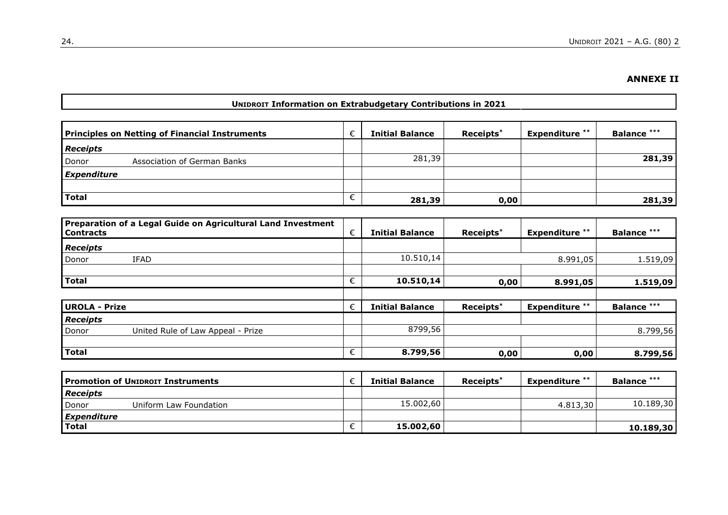## ANNEXE II

**UNIDROIT Information on Extrabudgetary Contributions in 2021**

| **Principles on Netting of Financial Instruments** | | € | **Initial Balance** | **Receipts*** | **Expenditure **** | **Balance ***** |
|---|---|---|---|---|---|---|
| ***Receipts*** | | | | | | |
| Donor | Association of German Banks | | 281,39 | | | **281,39** |
| ***Expenditure*** | | | | | | |
| | | | | | | |
| **Total** | | € | **281,39** | **0,00** | | **281,39** |

| **Preparation of a Legal Guide on Agricultural Land Investment Contracts** | | € | **Initial Balance** | **Receipts*** | **Expenditure **** | **Balance ***** |
|---|---|---|---|---|---|---|
| ***Receipts*** | | | | | | |
| Donor | IFAD | | 10.510,14 | | 8.991,05 | 1.519,09 |
| | | | | | | |
| **Total** | | € | **10.510,14** | **0,00** | **8.991,05** | **1.519,09** |

| **UROLA - Prize** | | € | **Initial Balance** | **Receipts*** | **Expenditure **** | **Balance ***** |
|---|---|---|---|---|---|---|
| ***Receipts*** | | | | | | |
| Donor | United Rule of Law Appeal - Prize | | 8799,56 | | | 8.799,56 |
| | | | | | | |
| **Total** | | € | **8.799,56** | **0,00** | **0,00** | **8.799,56** |

| **Promotion of UNIDROIT Instruments** | | € | **Initial Balance** | **Receipts*** | **Expenditure **** | **Balance ***** |
|---|---|---|---|---|---|---|
| ***Receipts*** | | | | | | |
| Donor | Uniform Law Foundation | | 15.002,60 | | 4.813,30 | 10.189,30 |
| ***Expenditure*** | | | | | | |
| **Total** | | € | **15.002,60** | | | **10.189,30** |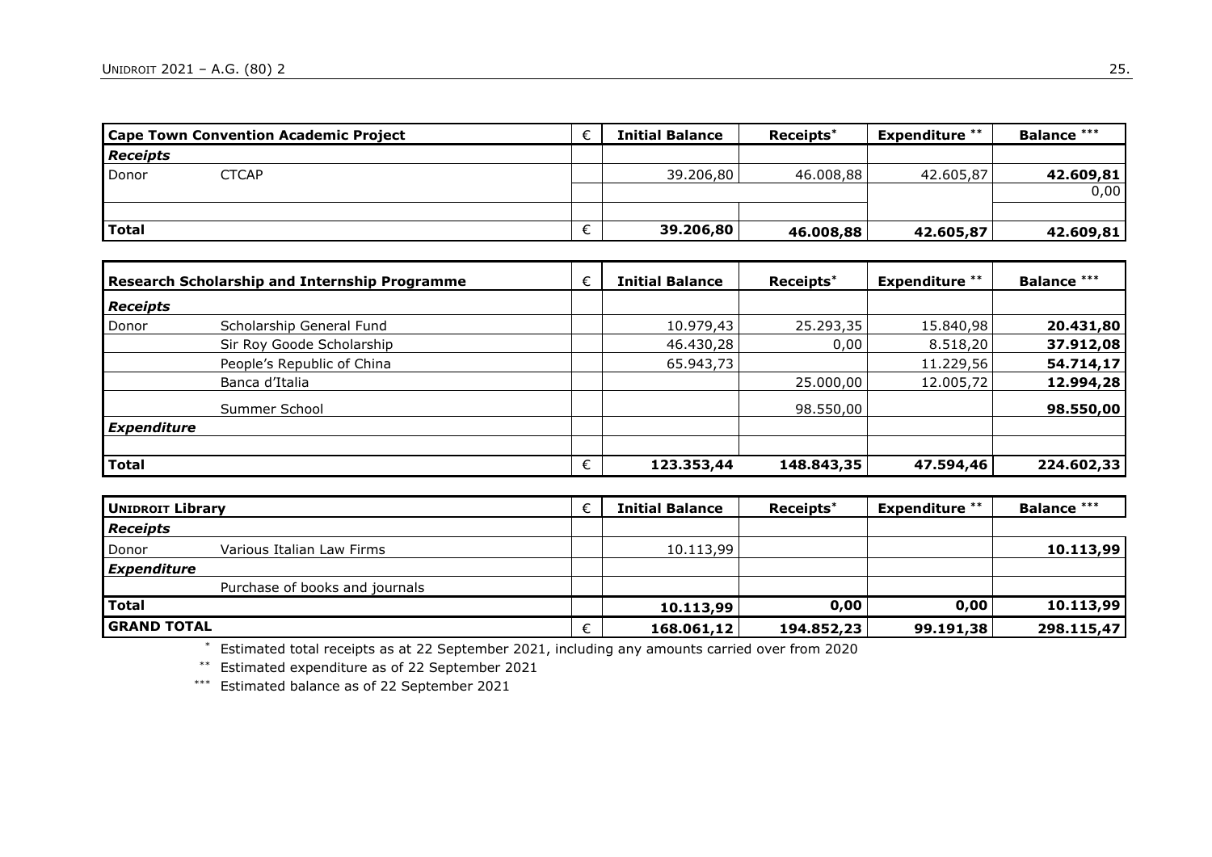| Cape Town Convention Academic Project | | € | Initial Balance | Receipts* | Expenditure ** | Balance *** |
|---|---|---|---|---|---|---|
| ***Receipts*** | | | | | | |
| Donor | CTCAP | | 39.206,80 | 46.008,88 | 42.605,87 | **42.609,81** |
| | | | | | | 0,00 |
| | | | | | | |
| **Total** | | € | **39.206,80** | **46.008,88** | **42.605,87** | **42.609,81** |

| Research Scholarship and Internship Programme | | € | Initial Balance | Receipts* | Expenditure ** | Balance *** |
|---|---|---|---|---|---|---|
| ***Receipts*** | | | | | | |
| Donor | Scholarship General Fund | | 10.979,43 | 25.293,35 | 15.840,98 | **20.431,80** |
| | Sir Roy Goode Scholarship | | 46.430,28 | 0,00 | 8.518,20 | **37.912,08** |
| | People's Republic of China | | 65.943,73 | | 11.229,56 | **54.714,17** |
| | Banca d'Italia | | | 25.000,00 | 12.005,72 | **12.994,28** |
| | Summer School | | | 98.550,00 | | **98.550,00** |
| ***Expenditure*** | | | | | | |
| | | | | | | |
| **Total** | | € | **123.353,44** | **148.843,35** | **47.594,46** | **224.602,33** |

| UNIDROIT Library | | € | Initial Balance | Receipts* | Expenditure ** | Balance *** |
|---|---|---|---|---|---|---|
| ***Receipts*** | | | | | | |
| Donor | Various Italian Law Firms | | 10.113,99 | | | **10.113,99** |
| ***Expenditure*** | | | | | | |
| | Purchase of books and journals | | | | | |
| **Total** | | | **10.113,99** | **0,00** | **0,00** | **10.113,99** |
| **GRAND TOTAL** | | € | **168.061,12** | **194.852,23** | **99.191,38** | **298.115,47** |

\* Estimated total receipts as at 22 September 2021, including any amounts carried over from 2020

\*\* Estimated expenditure as of 22 September 2021

\*\*\* Estimated balance as of 22 September 2021